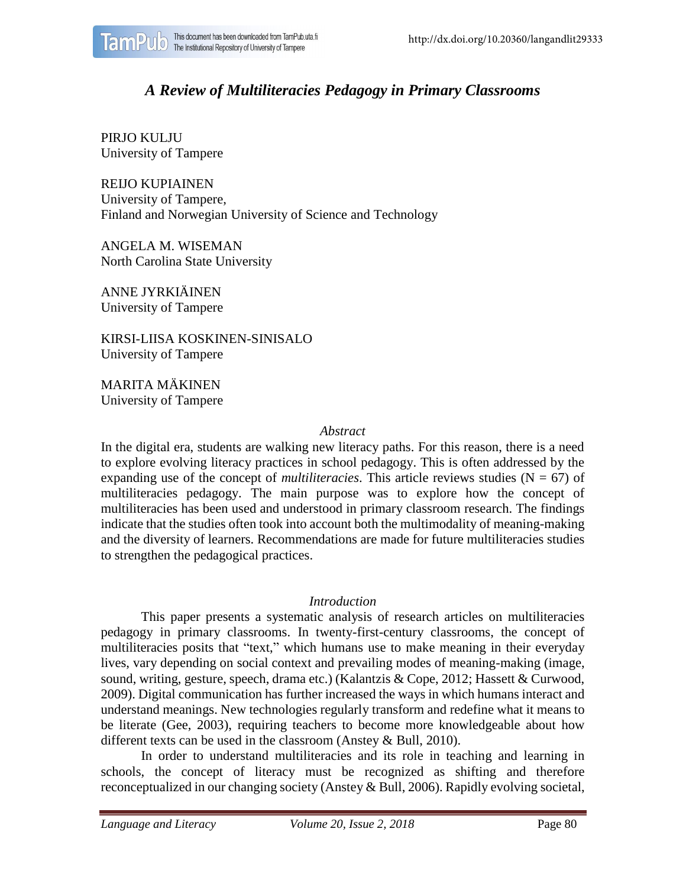http://dx.doi.org/10.20360/langandlit29333

# *A Review of Multiliteracies Pedagogy in Primary Classrooms*

PIRJO KULJU
University of Tampere

REIJO KUPIAINEN
University of Tampere,
Finland and Norwegian University of Science and Technology

ANGELA M. WISEMAN
North Carolina State University

ANNE JYRKIÄINEN
University of Tampere

KIRSI-LIISA KOSKINEN-SINISALO
University of Tampere

MARITA MÄKINEN
University of Tampere

## *Abstract*

In the digital era, students are walking new literacy paths. For this reason, there is a need to explore evolving literacy practices in school pedagogy. This is often addressed by the expanding use of the concept of *multiliteracies*. This article reviews studies (N = 67) of multiliteracies pedagogy. The main purpose was to explore how the concept of multiliteracies has been used and understood in primary classroom research. The findings indicate that the studies often took into account both the multimodality of meaning-making and the diversity of learners. Recommendations are made for future multiliteracies studies to strengthen the pedagogical practices.

## *Introduction*

This paper presents a systematic analysis of research articles on multiliteracies pedagogy in primary classrooms. In twenty-first-century classrooms, the concept of multiliteracies posits that "text," which humans use to make meaning in their everyday lives, vary depending on social context and prevailing modes of meaning-making (image, sound, writing, gesture, speech, drama etc.) (Kalantzis & Cope, 2012; Hassett & Curwood, 2009). Digital communication has further increased the ways in which humans interact and understand meanings. New technologies regularly transform and redefine what it means to be literate (Gee, 2003), requiring teachers to become more knowledgeable about how different texts can be used in the classroom (Anstey & Bull, 2010).

In order to understand multiliteracies and its role in teaching and learning in schools, the concept of literacy must be recognized as shifting and therefore reconceptualized in our changing society (Anstey & Bull, 2006). Rapidly evolving societal,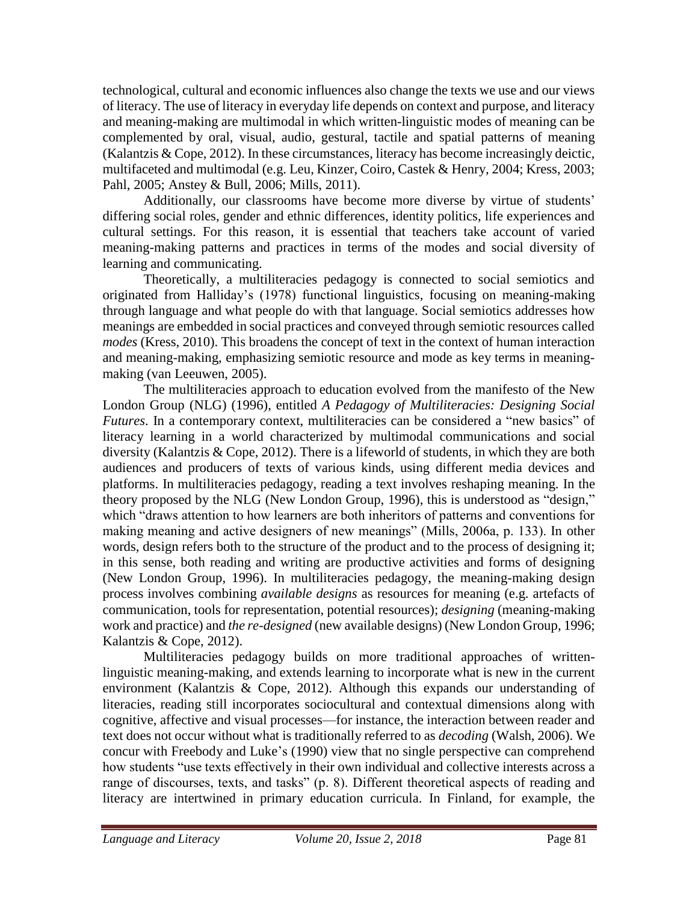technological, cultural and economic influences also change the texts we use and our views of literacy. The use of literacy in everyday life depends on context and purpose, and literacy and meaning-making are multimodal in which written-linguistic modes of meaning can be complemented by oral, visual, audio, gestural, tactile and spatial patterns of meaning (Kalantzis & Cope, 2012). In these circumstances, literacy has become increasingly deictic, multifaceted and multimodal (e.g. Leu, Kinzer, Coiro, Castek & Henry, 2004; Kress, 2003; Pahl, 2005; Anstey & Bull, 2006; Mills, 2011).

Additionally, our classrooms have become more diverse by virtue of students' differing social roles, gender and ethnic differences, identity politics, life experiences and cultural settings. For this reason, it is essential that teachers take account of varied meaning-making patterns and practices in terms of the modes and social diversity of learning and communicating.

Theoretically, a multiliteracies pedagogy is connected to social semiotics and originated from Halliday's (1978) functional linguistics, focusing on meaning-making through language and what people do with that language. Social semiotics addresses how meanings are embedded in social practices and conveyed through semiotic resources called *modes* (Kress, 2010). This broadens the concept of text in the context of human interaction and meaning-making, emphasizing semiotic resource and mode as key terms in meaning-making (van Leeuwen, 2005).

The multiliteracies approach to education evolved from the manifesto of the New London Group (NLG) (1996), entitled *A Pedagogy of Multiliteracies: Designing Social Futures*. In a contemporary context, multiliteracies can be considered a "new basics" of literacy learning in a world characterized by multimodal communications and social diversity (Kalantzis & Cope, 2012). There is a lifeworld of students, in which they are both audiences and producers of texts of various kinds, using different media devices and platforms. In multiliteracies pedagogy, reading a text involves reshaping meaning. In the theory proposed by the NLG (New London Group, 1996), this is understood as "design," which "draws attention to how learners are both inheritors of patterns and conventions for making meaning and active designers of new meanings" (Mills, 2006a, p. 133). In other words, design refers both to the structure of the product and to the process of designing it; in this sense, both reading and writing are productive activities and forms of designing (New London Group, 1996). In multiliteracies pedagogy, the meaning-making design process involves combining *available designs* as resources for meaning (e.g. artefacts of communication, tools for representation, potential resources); *designing* (meaning-making work and practice) and *the re-designed* (new available designs) (New London Group, 1996; Kalantzis & Cope, 2012).

Multiliteracies pedagogy builds on more traditional approaches of written-linguistic meaning-making, and extends learning to incorporate what is new in the current environment (Kalantzis & Cope, 2012). Although this expands our understanding of literacies, reading still incorporates sociocultural and contextual dimensions along with cognitive, affective and visual processes—for instance, the interaction between reader and text does not occur without what is traditionally referred to as *decoding* (Walsh, 2006). We concur with Freebody and Luke's (1990) view that no single perspective can comprehend how students "use texts effectively in their own individual and collective interests across a range of discourses, texts, and tasks" (p. 8). Different theoretical aspects of reading and literacy are intertwined in primary education curricula. In Finland, for example, the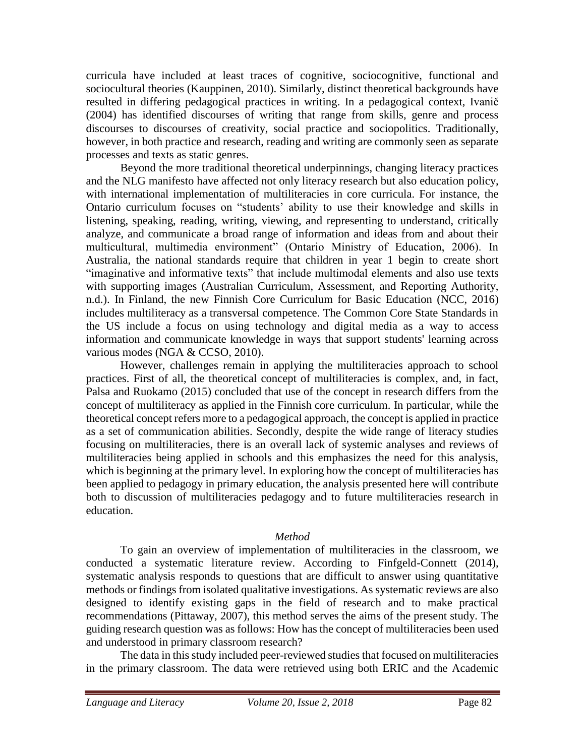curricula have included at least traces of cognitive, sociocognitive, functional and sociocultural theories (Kauppinen, 2010). Similarly, distinct theoretical backgrounds have resulted in differing pedagogical practices in writing. In a pedagogical context, Ivanič (2004) has identified discourses of writing that range from skills, genre and process discourses to discourses of creativity, social practice and sociopolitics. Traditionally, however, in both practice and research, reading and writing are commonly seen as separate processes and texts as static genres.

Beyond the more traditional theoretical underpinnings, changing literacy practices and the NLG manifesto have affected not only literacy research but also education policy, with international implementation of multiliteracies in core curricula. For instance, the Ontario curriculum focuses on "students' ability to use their knowledge and skills in listening, speaking, reading, writing, viewing, and representing to understand, critically analyze, and communicate a broad range of information and ideas from and about their multicultural, multimedia environment" (Ontario Ministry of Education, 2006). In Australia, the national standards require that children in year 1 begin to create short "imaginative and informative texts" that include multimodal elements and also use texts with supporting images (Australian Curriculum, Assessment, and Reporting Authority, n.d.). In Finland, the new Finnish Core Curriculum for Basic Education (NCC, 2016) includes multiliteracy as a transversal competence. The Common Core State Standards in the US include a focus on using technology and digital media as a way to access information and communicate knowledge in ways that support students' learning across various modes (NGA & CCSO, 2010).

However, challenges remain in applying the multiliteracies approach to school practices. First of all, the theoretical concept of multiliteracies is complex, and, in fact, Palsa and Ruokamo (2015) concluded that use of the concept in research differs from the concept of multiliteracy as applied in the Finnish core curriculum. In particular, while the theoretical concept refers more to a pedagogical approach, the concept is applied in practice as a set of communication abilities. Secondly, despite the wide range of literacy studies focusing on multiliteracies, there is an overall lack of systemic analyses and reviews of multiliteracies being applied in schools and this emphasizes the need for this analysis, which is beginning at the primary level. In exploring how the concept of multiliteracies has been applied to pedagogy in primary education, the analysis presented here will contribute both to discussion of multiliteracies pedagogy and to future multiliteracies research in education.

## *Method*

To gain an overview of implementation of multiliteracies in the classroom, we conducted a systematic literature review. According to Finfgeld-Connett (2014), systematic analysis responds to questions that are difficult to answer using quantitative methods or findings from isolated qualitative investigations. As systematic reviews are also designed to identify existing gaps in the field of research and to make practical recommendations (Pittaway, 2007), this method serves the aims of the present study. The guiding research question was as follows: How has the concept of multiliteracies been used and understood in primary classroom research?

The data in this study included peer-reviewed studies that focused on multiliteracies in the primary classroom. The data were retrieved using both ERIC and the Academic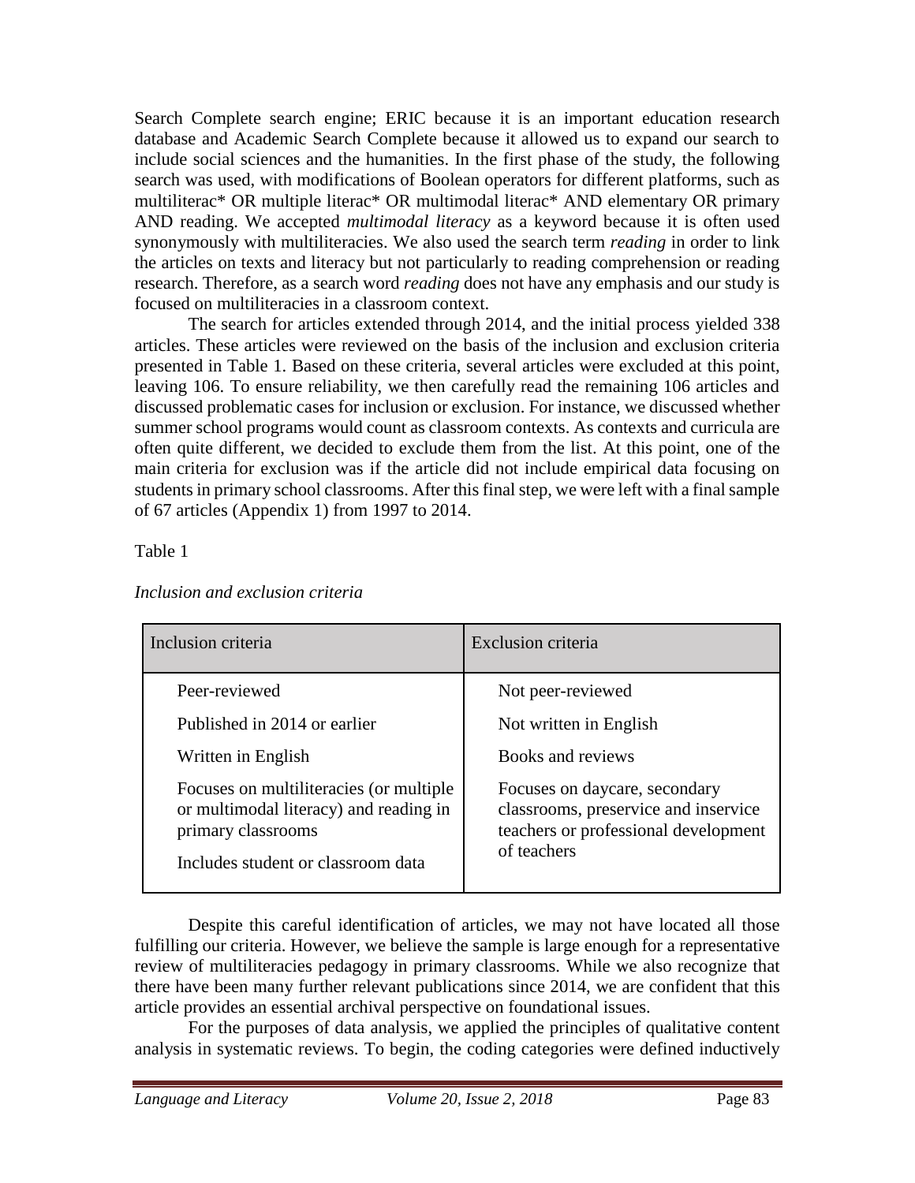Search Complete search engine; ERIC because it is an important education research database and Academic Search Complete because it allowed us to expand our search to include social sciences and the humanities. In the first phase of the study, the following search was used, with modifications of Boolean operators for different platforms, such as multiliterac* OR multiple literac* OR multimodal literac* AND elementary OR primary AND reading. We accepted *multimodal literacy* as a keyword because it is often used synonymously with multiliteracies. We also used the search term *reading* in order to link the articles on texts and literacy but not particularly to reading comprehension or reading research. Therefore, as a search word *reading* does not have any emphasis and our study is focused on multiliteracies in a classroom context.

The search for articles extended through 2014, and the initial process yielded 338 articles. These articles were reviewed on the basis of the inclusion and exclusion criteria presented in Table 1. Based on these criteria, several articles were excluded at this point, leaving 106. To ensure reliability, we then carefully read the remaining 106 articles and discussed problematic cases for inclusion or exclusion. For instance, we discussed whether summer school programs would count as classroom contexts. As contexts and curricula are often quite different, we decided to exclude them from the list. At this point, one of the main criteria for exclusion was if the article did not include empirical data focusing on students in primary school classrooms. After this final step, we were left with a final sample of 67 articles (Appendix 1) from 1997 to 2014.

Table 1

*Inclusion and exclusion criteria*

| Inclusion criteria | Exclusion criteria |
|---|---|
| Peer-reviewed | Not peer-reviewed |
| Published in 2014 or earlier | Not written in English |
| Written in English | Books and reviews |
| Focuses on multiliteracies (or multiple or multimodal literacy) and reading in primary classrooms | Focuses on daycare, secondary classrooms, preservice and inservice teachers or professional development of teachers |
| Includes student or classroom data | |

Despite this careful identification of articles, we may not have located all those fulfilling our criteria. However, we believe the sample is large enough for a representative review of multiliteracies pedagogy in primary classrooms. While we also recognize that there have been many further relevant publications since 2014, we are confident that this article provides an essential archival perspective on foundational issues.

For the purposes of data analysis, we applied the principles of qualitative content analysis in systematic reviews. To begin, the coding categories were defined inductively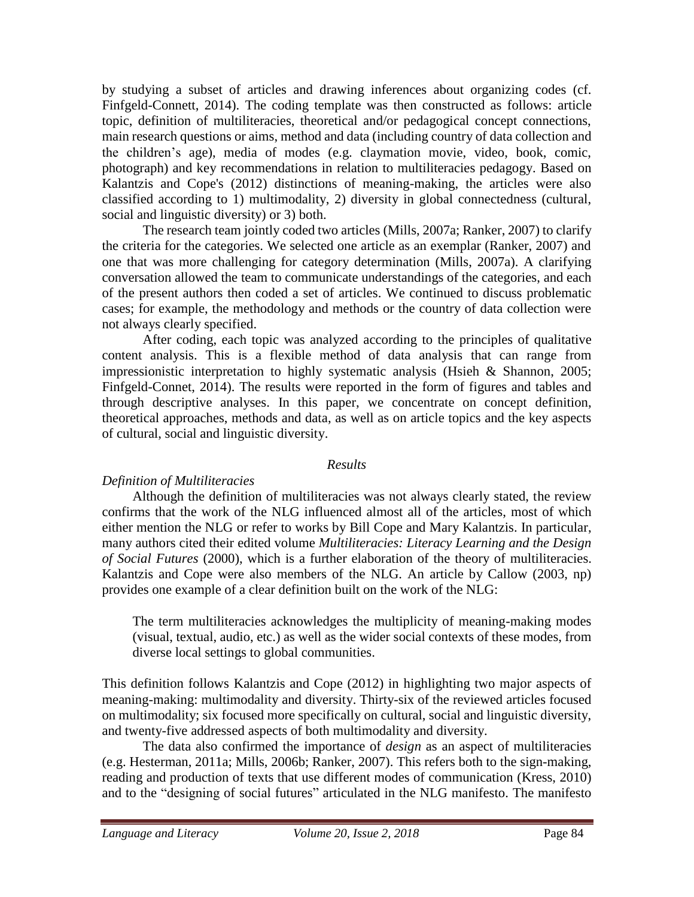by studying a subset of articles and drawing inferences about organizing codes (cf. Finfgeld-Connett, 2014). The coding template was then constructed as follows: article topic, definition of multiliteracies, theoretical and/or pedagogical concept connections, main research questions or aims, method and data (including country of data collection and the children's age), media of modes (e.g. claymation movie, video, book, comic, photograph) and key recommendations in relation to multiliteracies pedagogy. Based on Kalantzis and Cope's (2012) distinctions of meaning-making, the articles were also classified according to 1) multimodality, 2) diversity in global connectedness (cultural, social and linguistic diversity) or 3) both.

The research team jointly coded two articles (Mills, 2007a; Ranker, 2007) to clarify the criteria for the categories. We selected one article as an exemplar (Ranker, 2007) and one that was more challenging for category determination (Mills, 2007a). A clarifying conversation allowed the team to communicate understandings of the categories, and each of the present authors then coded a set of articles. We continued to discuss problematic cases; for example, the methodology and methods or the country of data collection were not always clearly specified.

After coding, each topic was analyzed according to the principles of qualitative content analysis. This is a flexible method of data analysis that can range from impressionistic interpretation to highly systematic analysis (Hsieh & Shannon, 2005; Finfgeld-Connet, 2014). The results were reported in the form of figures and tables and through descriptive analyses. In this paper, we concentrate on concept definition, theoretical approaches, methods and data, as well as on article topics and the key aspects of cultural, social and linguistic diversity.

## *Results*

### *Definition of Multiliteracies*

Although the definition of multiliteracies was not always clearly stated, the review confirms that the work of the NLG influenced almost all of the articles, most of which either mention the NLG or refer to works by Bill Cope and Mary Kalantzis. In particular, many authors cited their edited volume *Multiliteracies: Literacy Learning and the Design of Social Futures* (2000), which is a further elaboration of the theory of multiliteracies. Kalantzis and Cope were also members of the NLG. An article by Callow (2003, np) provides one example of a clear definition built on the work of the NLG:

> The term multiliteracies acknowledges the multiplicity of meaning-making modes (visual, textual, audio, etc.) as well as the wider social contexts of these modes, from diverse local settings to global communities.

This definition follows Kalantzis and Cope (2012) in highlighting two major aspects of meaning-making: multimodality and diversity. Thirty-six of the reviewed articles focused on multimodality; six focused more specifically on cultural, social and linguistic diversity, and twenty-five addressed aspects of both multimodality and diversity.

The data also confirmed the importance of *design* as an aspect of multiliteracies (e.g. Hesterman, 2011a; Mills, 2006b; Ranker, 2007). This refers both to the sign-making, reading and production of texts that use different modes of communication (Kress, 2010) and to the "designing of social futures" articulated in the NLG manifesto. The manifesto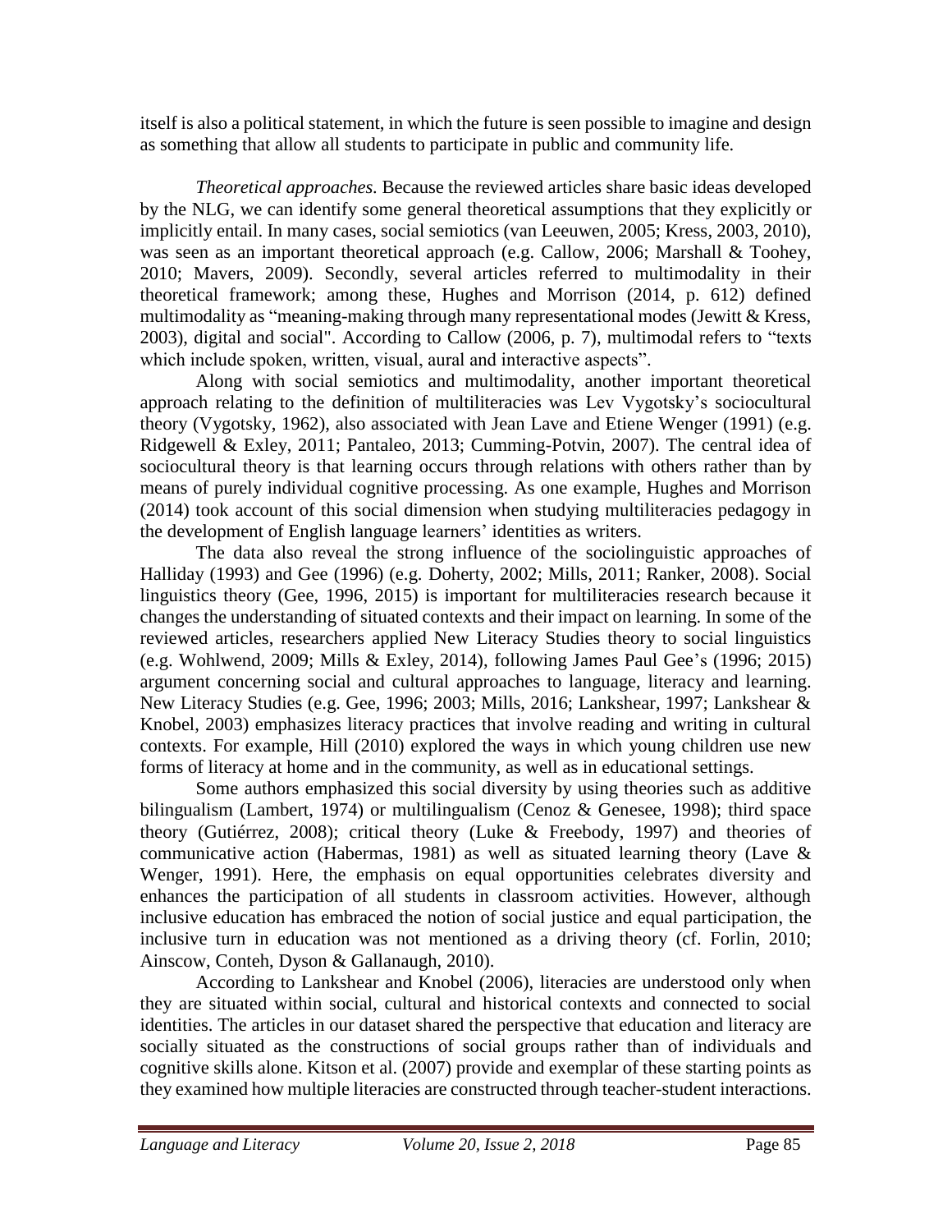itself is also a political statement, in which the future is seen possible to imagine and design as something that allow all students to participate in public and community life.

*Theoretical approaches.* Because the reviewed articles share basic ideas developed by the NLG, we can identify some general theoretical assumptions that they explicitly or implicitly entail. In many cases, social semiotics (van Leeuwen, 2005; Kress, 2003, 2010), was seen as an important theoretical approach (e.g. Callow, 2006; Marshall & Toohey, 2010; Mavers, 2009). Secondly, several articles referred to multimodality in their theoretical framework; among these, Hughes and Morrison (2014, p. 612) defined multimodality as "meaning-making through many representational modes (Jewitt & Kress, 2003), digital and social". According to Callow (2006, p. 7), multimodal refers to "texts which include spoken, written, visual, aural and interactive aspects".

Along with social semiotics and multimodality, another important theoretical approach relating to the definition of multiliteracies was Lev Vygotsky's sociocultural theory (Vygotsky, 1962), also associated with Jean Lave and Etiene Wenger (1991) (e.g. Ridgewell & Exley, 2011; Pantaleo, 2013; Cumming-Potvin, 2007). The central idea of sociocultural theory is that learning occurs through relations with others rather than by means of purely individual cognitive processing. As one example, Hughes and Morrison (2014) took account of this social dimension when studying multiliteracies pedagogy in the development of English language learners' identities as writers.

The data also reveal the strong influence of the sociolinguistic approaches of Halliday (1993) and Gee (1996) (e.g. Doherty, 2002; Mills, 2011; Ranker, 2008). Social linguistics theory (Gee, 1996, 2015) is important for multiliteracies research because it changes the understanding of situated contexts and their impact on learning. In some of the reviewed articles, researchers applied New Literacy Studies theory to social linguistics (e.g. Wohlwend, 2009; Mills & Exley, 2014), following James Paul Gee's (1996; 2015) argument concerning social and cultural approaches to language, literacy and learning. New Literacy Studies (e.g. Gee, 1996; 2003; Mills, 2016; Lankshear, 1997; Lankshear & Knobel, 2003) emphasizes literacy practices that involve reading and writing in cultural contexts. For example, Hill (2010) explored the ways in which young children use new forms of literacy at home and in the community, as well as in educational settings.

Some authors emphasized this social diversity by using theories such as additive bilingualism (Lambert, 1974) or multilingualism (Cenoz & Genesee, 1998); third space theory (Gutiérrez, 2008); critical theory (Luke & Freebody, 1997) and theories of communicative action (Habermas, 1981) as well as situated learning theory (Lave & Wenger, 1991). Here, the emphasis on equal opportunities celebrates diversity and enhances the participation of all students in classroom activities. However, although inclusive education has embraced the notion of social justice and equal participation, the inclusive turn in education was not mentioned as a driving theory (cf. Forlin, 2010; Ainscow, Conteh, Dyson & Gallanaugh, 2010).

According to Lankshear and Knobel (2006), literacies are understood only when they are situated within social, cultural and historical contexts and connected to social identities. The articles in our dataset shared the perspective that education and literacy are socially situated as the constructions of social groups rather than of individuals and cognitive skills alone. Kitson et al. (2007) provide and exemplar of these starting points as they examined how multiple literacies are constructed through teacher-student interactions.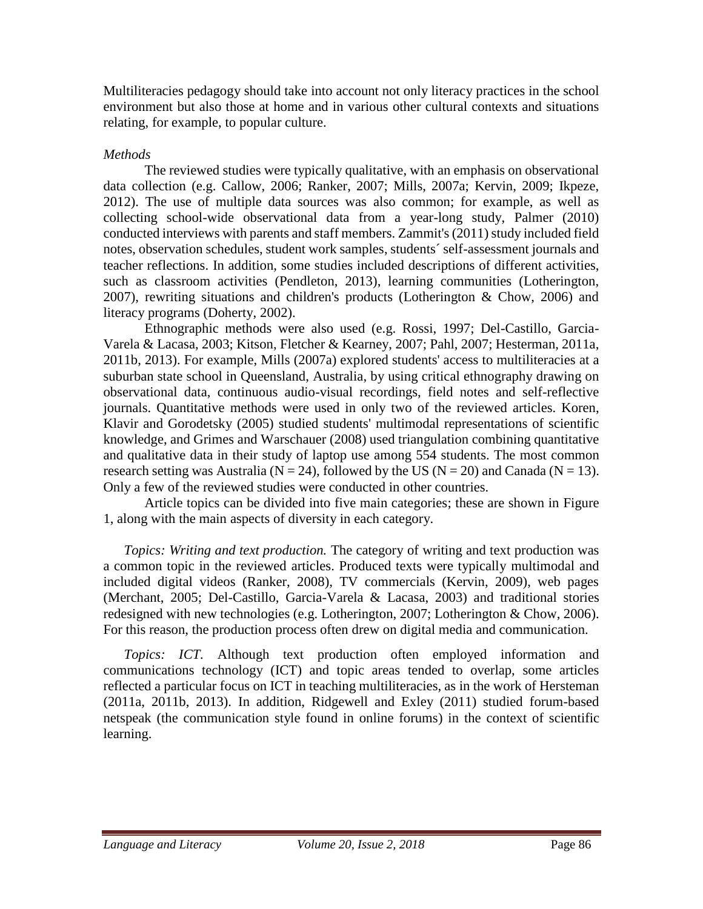Multiliteracies pedagogy should take into account not only literacy practices in the school environment but also those at home and in various other cultural contexts and situations relating, for example, to popular culture.

*Methods*

The reviewed studies were typically qualitative, with an emphasis on observational data collection (e.g. Callow, 2006; Ranker, 2007; Mills, 2007a; Kervin, 2009; Ikpeze, 2012). The use of multiple data sources was also common; for example, as well as collecting school-wide observational data from a year-long study, Palmer (2010) conducted interviews with parents and staff members. Zammit's (2011) study included field notes, observation schedules, student work samples, students´ self-assessment journals and teacher reflections. In addition, some studies included descriptions of different activities, such as classroom activities (Pendleton, 2013), learning communities (Lotherington, 2007), rewriting situations and children's products (Lotherington & Chow, 2006) and literacy programs (Doherty, 2002).

Ethnographic methods were also used (e.g. Rossi, 1997; Del-Castillo, Garcia-Varela & Lacasa, 2003; Kitson, Fletcher & Kearney, 2007; Pahl, 2007; Hesterman, 2011a, 2011b, 2013). For example, Mills (2007a) explored students' access to multiliteracies at a suburban state school in Queensland, Australia, by using critical ethnography drawing on observational data, continuous audio-visual recordings, field notes and self-reflective journals. Quantitative methods were used in only two of the reviewed articles. Koren, Klavir and Gorodetsky (2005) studied students' multimodal representations of scientific knowledge, and Grimes and Warschauer (2008) used triangulation combining quantitative and qualitative data in their study of laptop use among 554 students. The most common research setting was Australia (N = 24), followed by the US (N = 20) and Canada (N = 13). Only a few of the reviewed studies were conducted in other countries.

Article topics can be divided into five main categories; these are shown in Figure 1, along with the main aspects of diversity in each category.

*Topics: Writing and text production.* The category of writing and text production was a common topic in the reviewed articles. Produced texts were typically multimodal and included digital videos (Ranker, 2008), TV commercials (Kervin, 2009), web pages (Merchant, 2005; Del-Castillo, Garcia-Varela & Lacasa, 2003) and traditional stories redesigned with new technologies (e.g. Lotherington, 2007; Lotherington & Chow, 2006). For this reason, the production process often drew on digital media and communication.

*Topics: ICT.* Although text production often employed information and communications technology (ICT) and topic areas tended to overlap, some articles reflected a particular focus on ICT in teaching multiliteracies, as in the work of Hersteman (2011a, 2011b, 2013). In addition, Ridgewell and Exley (2011) studied forum-based netspeak (the communication style found in online forums) in the context of scientific learning.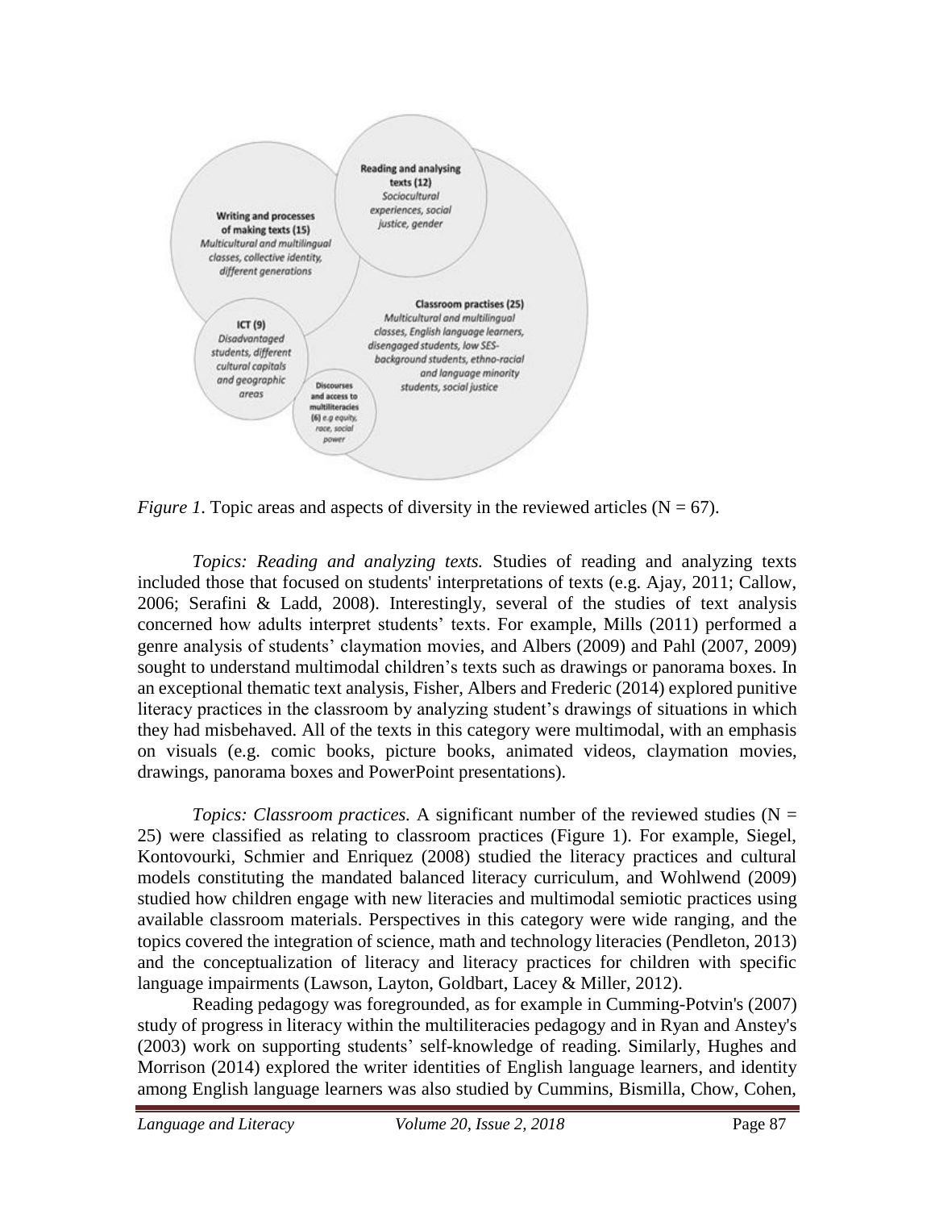*Figure 1*. Topic areas and aspects of diversity in the reviewed articles (N = 67).

*Topics: Reading and analyzing texts.* Studies of reading and analyzing texts included those that focused on students' interpretations of texts (e.g. Ajay, 2011; Callow, 2006; Serafini & Ladd, 2008). Interestingly, several of the studies of text analysis concerned how adults interpret students' texts. For example, Mills (2011) performed a genre analysis of students' claymation movies, and Albers (2009) and Pahl (2007, 2009) sought to understand multimodal children's texts such as drawings or panorama boxes. In an exceptional thematic text analysis, Fisher, Albers and Frederic (2014) explored punitive literacy practices in the classroom by analyzing student's drawings of situations in which they had misbehaved. All of the texts in this category were multimodal, with an emphasis on visuals (e.g. comic books, picture books, animated videos, claymation movies, drawings, panorama boxes and PowerPoint presentations).

*Topics: Classroom practices.* A significant number of the reviewed studies (N = 25) were classified as relating to classroom practices (Figure 1). For example, Siegel, Kontovourki, Schmier and Enriquez (2008) studied the literacy practices and cultural models constituting the mandated balanced literacy curriculum, and Wohlwend (2009) studied how children engage with new literacies and multimodal semiotic practices using available classroom materials. Perspectives in this category were wide ranging, and the topics covered the integration of science, math and technology literacies (Pendleton, 2013) and the conceptualization of literacy and literacy practices for children with specific language impairments (Lawson, Layton, Goldbart, Lacey & Miller, 2012).

Reading pedagogy was foregrounded, as for example in Cumming-Potvin's (2007) study of progress in literacy within the multiliteracies pedagogy and in Ryan and Anstey's (2003) work on supporting students' self-knowledge of reading. Similarly, Hughes and Morrison (2014) explored the writer identities of English language learners, and identity among English language learners was also studied by Cummins, Bismilla, Chow, Cohen,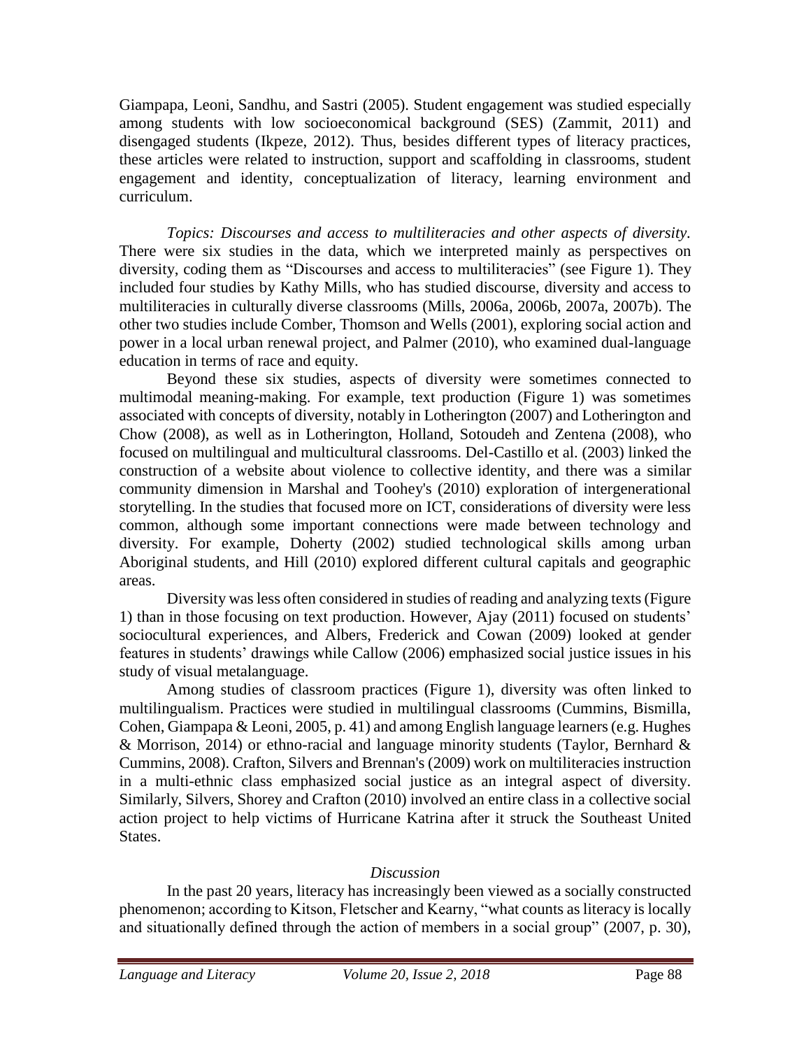Giampapa, Leoni, Sandhu, and Sastri (2005). Student engagement was studied especially among students with low socioeconomical background (SES) (Zammit, 2011) and disengaged students (Ikpeze, 2012). Thus, besides different types of literacy practices, these articles were related to instruction, support and scaffolding in classrooms, student engagement and identity, conceptualization of literacy, learning environment and curriculum.

*Topics: Discourses and access to multiliteracies and other aspects of diversity.* There were six studies in the data, which we interpreted mainly as perspectives on diversity, coding them as "Discourses and access to multiliteracies" (see Figure 1). They included four studies by Kathy Mills, who has studied discourse, diversity and access to multiliteracies in culturally diverse classrooms (Mills, 2006a, 2006b, 2007a, 2007b). The other two studies include Comber, Thomson and Wells (2001), exploring social action and power in a local urban renewal project, and Palmer (2010), who examined dual-language education in terms of race and equity.

Beyond these six studies, aspects of diversity were sometimes connected to multimodal meaning-making. For example, text production (Figure 1) was sometimes associated with concepts of diversity, notably in Lotherington (2007) and Lotherington and Chow (2008), as well as in Lotherington, Holland, Sotoudeh and Zentena (2008), who focused on multilingual and multicultural classrooms. Del-Castillo et al. (2003) linked the construction of a website about violence to collective identity, and there was a similar community dimension in Marshal and Toohey's (2010) exploration of intergenerational storytelling. In the studies that focused more on ICT, considerations of diversity were less common, although some important connections were made between technology and diversity. For example, Doherty (2002) studied technological skills among urban Aboriginal students, and Hill (2010) explored different cultural capitals and geographic areas.

Diversity was less often considered in studies of reading and analyzing texts (Figure 1) than in those focusing on text production. However, Ajay (2011) focused on students' sociocultural experiences, and Albers, Frederick and Cowan (2009) looked at gender features in students' drawings while Callow (2006) emphasized social justice issues in his study of visual metalanguage.

Among studies of classroom practices (Figure 1), diversity was often linked to multilingualism. Practices were studied in multilingual classrooms (Cummins, Bismilla, Cohen, Giampapa & Leoni, 2005, p. 41) and among English language learners (e.g. Hughes & Morrison, 2014) or ethno-racial and language minority students (Taylor, Bernhard & Cummins, 2008). Crafton, Silvers and Brennan's (2009) work on multiliteracies instruction in a multi-ethnic class emphasized social justice as an integral aspect of diversity. Similarly, Silvers, Shorey and Crafton (2010) involved an entire class in a collective social action project to help victims of Hurricane Katrina after it struck the Southeast United States.

## *Discussion*

In the past 20 years, literacy has increasingly been viewed as a socially constructed phenomenon; according to Kitson, Fletscher and Kearny, "what counts as literacy is locally and situationally defined through the action of members in a social group" (2007, p. 30),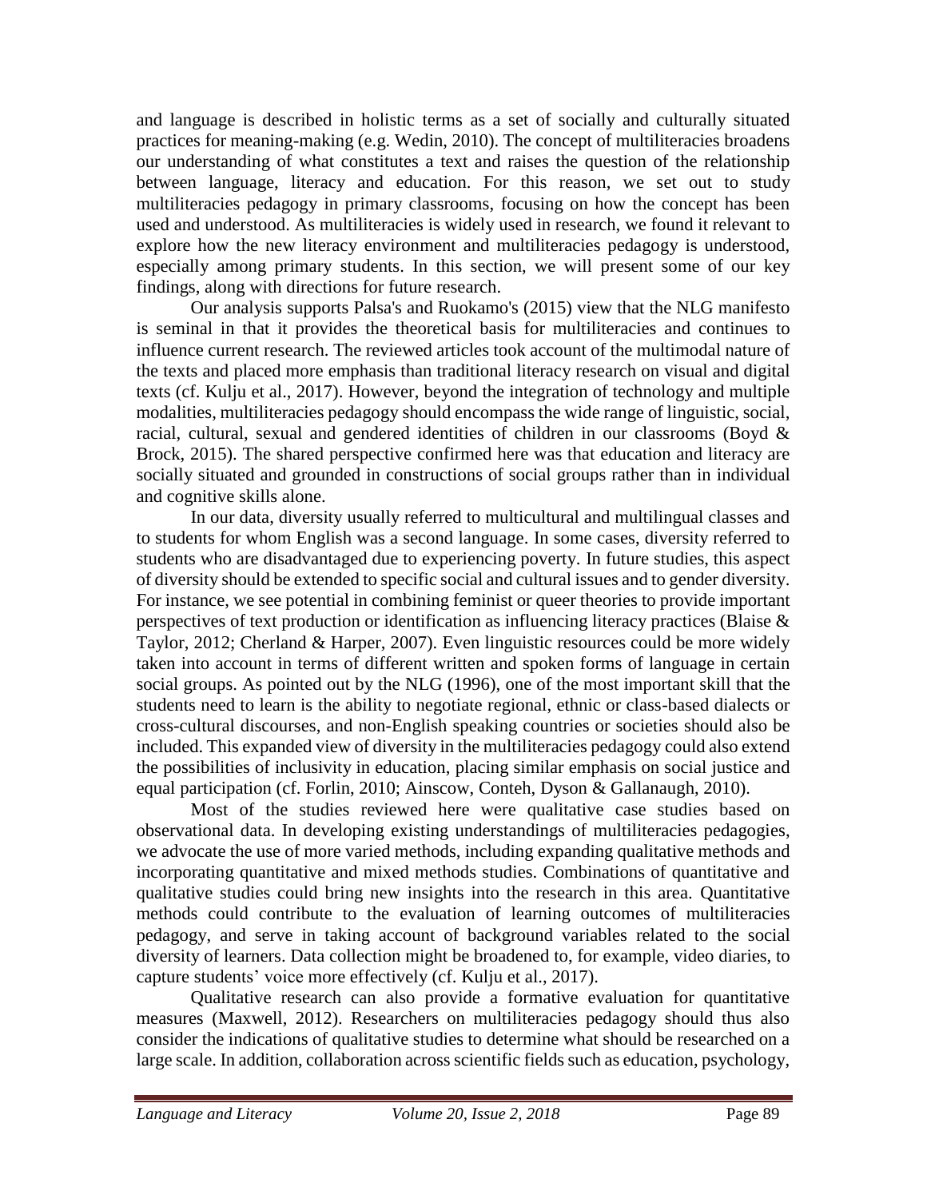and language is described in holistic terms as a set of socially and culturally situated practices for meaning-making (e.g. Wedin, 2010). The concept of multiliteracies broadens our understanding of what constitutes a text and raises the question of the relationship between language, literacy and education. For this reason, we set out to study multiliteracies pedagogy in primary classrooms, focusing on how the concept has been used and understood. As multiliteracies is widely used in research, we found it relevant to explore how the new literacy environment and multiliteracies pedagogy is understood, especially among primary students. In this section, we will present some of our key findings, along with directions for future research.

Our analysis supports Palsa's and Ruokamo's (2015) view that the NLG manifesto is seminal in that it provides the theoretical basis for multiliteracies and continues to influence current research. The reviewed articles took account of the multimodal nature of the texts and placed more emphasis than traditional literacy research on visual and digital texts (cf. Kulju et al., 2017). However, beyond the integration of technology and multiple modalities, multiliteracies pedagogy should encompass the wide range of linguistic, social, racial, cultural, sexual and gendered identities of children in our classrooms (Boyd & Brock, 2015). The shared perspective confirmed here was that education and literacy are socially situated and grounded in constructions of social groups rather than in individual and cognitive skills alone.

In our data, diversity usually referred to multicultural and multilingual classes and to students for whom English was a second language. In some cases, diversity referred to students who are disadvantaged due to experiencing poverty. In future studies, this aspect of diversity should be extended to specific social and cultural issues and to gender diversity. For instance, we see potential in combining feminist or queer theories to provide important perspectives of text production or identification as influencing literacy practices (Blaise & Taylor, 2012; Cherland & Harper, 2007). Even linguistic resources could be more widely taken into account in terms of different written and spoken forms of language in certain social groups. As pointed out by the NLG (1996), one of the most important skill that the students need to learn is the ability to negotiate regional, ethnic or class-based dialects or cross-cultural discourses, and non-English speaking countries or societies should also be included. This expanded view of diversity in the multiliteracies pedagogy could also extend the possibilities of inclusivity in education, placing similar emphasis on social justice and equal participation (cf. Forlin, 2010; Ainscow, Conteh, Dyson & Gallanaugh, 2010).

Most of the studies reviewed here were qualitative case studies based on observational data. In developing existing understandings of multiliteracies pedagogies, we advocate the use of more varied methods, including expanding qualitative methods and incorporating quantitative and mixed methods studies. Combinations of quantitative and qualitative studies could bring new insights into the research in this area. Quantitative methods could contribute to the evaluation of learning outcomes of multiliteracies pedagogy, and serve in taking account of background variables related to the social diversity of learners. Data collection might be broadened to, for example, video diaries, to capture students' voice more effectively (cf. Kulju et al., 2017).

Qualitative research can also provide a formative evaluation for quantitative measures (Maxwell, 2012). Researchers on multiliteracies pedagogy should thus also consider the indications of qualitative studies to determine what should be researched on a large scale. In addition, collaboration across scientific fields such as education, psychology,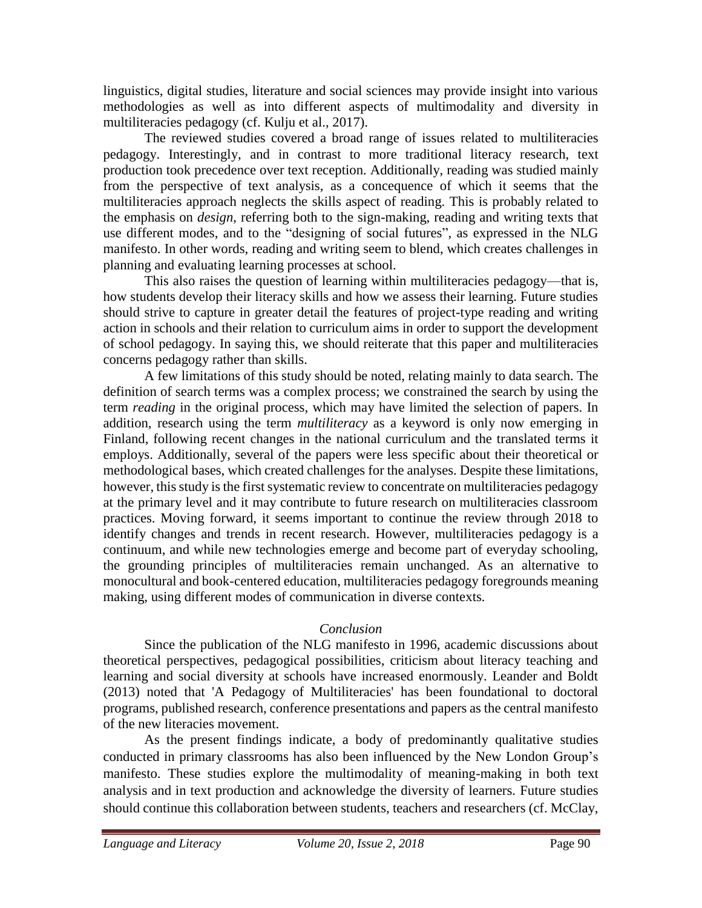linguistics, digital studies, literature and social sciences may provide insight into various methodologies as well as into different aspects of multimodality and diversity in multiliteracies pedagogy (cf. Kulju et al., 2017).

The reviewed studies covered a broad range of issues related to multiliteracies pedagogy. Interestingly, and in contrast to more traditional literacy research, text production took precedence over text reception. Additionally, reading was studied mainly from the perspective of text analysis, as a concequence of which it seems that the multiliteracies approach neglects the skills aspect of reading. This is probably related to the emphasis on *design*, referring both to the sign-making, reading and writing texts that use different modes, and to the "designing of social futures", as expressed in the NLG manifesto. In other words, reading and writing seem to blend, which creates challenges in planning and evaluating learning processes at school.

This also raises the question of learning within multiliteracies pedagogy—that is, how students develop their literacy skills and how we assess their learning. Future studies should strive to capture in greater detail the features of project-type reading and writing action in schools and their relation to curriculum aims in order to support the development of school pedagogy. In saying this, we should reiterate that this paper and multiliteracies concerns pedagogy rather than skills.

A few limitations of this study should be noted, relating mainly to data search. The definition of search terms was a complex process; we constrained the search by using the term *reading* in the original process, which may have limited the selection of papers. In addition, research using the term *multiliteracy* as a keyword is only now emerging in Finland, following recent changes in the national curriculum and the translated terms it employs. Additionally, several of the papers were less specific about their theoretical or methodological bases, which created challenges for the analyses. Despite these limitations, however, this study is the first systematic review to concentrate on multiliteracies pedagogy at the primary level and it may contribute to future research on multiliteracies classroom practices. Moving forward, it seems important to continue the review through 2018 to identify changes and trends in recent research. However, multiliteracies pedagogy is a continuum, and while new technologies emerge and become part of everyday schooling, the grounding principles of multiliteracies remain unchanged. As an alternative to monocultural and book-centered education, multiliteracies pedagogy foregrounds meaning making, using different modes of communication in diverse contexts.

## *Conclusion*

Since the publication of the NLG manifesto in 1996, academic discussions about theoretical perspectives, pedagogical possibilities, criticism about literacy teaching and learning and social diversity at schools have increased enormously. Leander and Boldt (2013) noted that 'A Pedagogy of Multiliteracies' has been foundational to doctoral programs, published research, conference presentations and papers as the central manifesto of the new literacies movement.

As the present findings indicate, a body of predominantly qualitative studies conducted in primary classrooms has also been influenced by the New London Group's manifesto. These studies explore the multimodality of meaning-making in both text analysis and in text production and acknowledge the diversity of learners. Future studies should continue this collaboration between students, teachers and researchers (cf. McClay,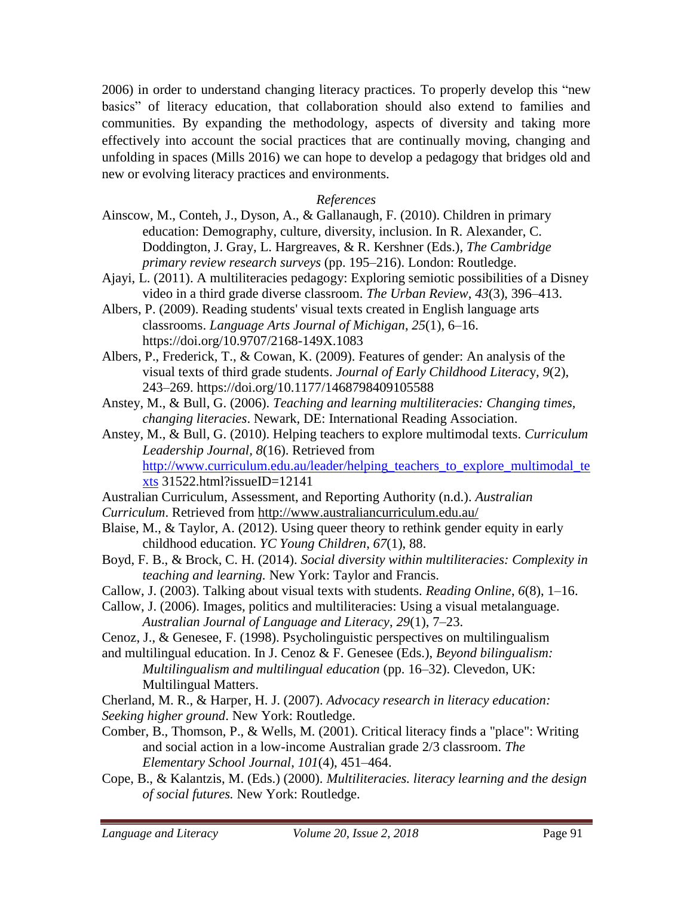2006) in order to understand changing literacy practices. To properly develop this "new basics" of literacy education, that collaboration should also extend to families and communities. By expanding the methodology, aspects of diversity and taking more effectively into account the social practices that are continually moving, changing and unfolding in spaces (Mills 2016) we can hope to develop a pedagogy that bridges old and new or evolving literacy practices and environments.

## *References*

Ainscow, M., Conteh, J., Dyson, A., & Gallanaugh, F. (2010). Children in primary education: Demography, culture, diversity, inclusion. In R. Alexander, C. Doddington, J. Gray, L. Hargreaves, & R. Kershner (Eds.), *The Cambridge primary review research surveys* (pp. 195–216). London: Routledge.

Ajayi, L. (2011). A multiliteracies pedagogy: Exploring semiotic possibilities of a Disney video in a third grade diverse classroom. *The Urban Review*, *43*(3), 396–413.

Albers, P. (2009). Reading students' visual texts created in English language arts classrooms. *Language Arts Journal of Michigan*, *25*(1), 6–16. https://doi.org/10.9707/2168-149X.1083

Albers, P., Frederick, T., & Cowan, K. (2009). Features of gender: An analysis of the visual texts of third grade students. *Journal of Early Childhood Literacy*, *9*(2), 243–269. https://doi.org/10.1177/1468798409105588

Anstey, M., & Bull, G. (2006). *Teaching and learning multiliteracies: Changing times, changing literacies*. Newark, DE: International Reading Association.

Anstey, M., & Bull, G. (2010). Helping teachers to explore multimodal texts. *Curriculum Leadership Journal*, *8*(16). Retrieved from http://www.curriculum.edu.au/leader/helping_teachers_to_explore_multimodal_texts 31522.html?issueID=12141

Australian Curriculum, Assessment, and Reporting Authority (n.d.). *Australian Curriculum*. Retrieved from http://www.australiancurriculum.edu.au/

Blaise, M., & Taylor, A. (2012). Using queer theory to rethink gender equity in early childhood education. *YC Young Children*, *67*(1), 88.

Boyd, F. B., & Brock, C. H. (2014). *Social diversity within multiliteracies: Complexity in teaching and learning.* New York: Taylor and Francis.

Callow, J. (2003). Talking about visual texts with students. *Reading Online*, *6*(8), 1–16.

Callow, J. (2006). Images, politics and multiliteracies: Using a visual metalanguage. *Australian Journal of Language and Literacy*, *29*(1), 7–23.

Cenoz, J., & Genesee, F. (1998). Psycholinguistic perspectives on multilingualism and multilingual education. In J. Cenoz & F. Genesee (Eds.), *Beyond bilingualism: Multilingualism and multilingual education* (pp. 16–32). Clevedon, UK: Multilingual Matters.

Cherland, M. R., & Harper, H. J. (2007). *Advocacy research in literacy education: Seeking higher ground*. New York: Routledge.

Comber, B., Thomson, P., & Wells, M. (2001). Critical literacy finds a "place": Writing and social action in a low-income Australian grade 2/3 classroom. *The Elementary School Journal*, *101*(4), 451–464.

Cope, B., & Kalantzis, M. (Eds.) (2000). *Multiliteracies. literacy learning and the design of social futures.* New York: Routledge.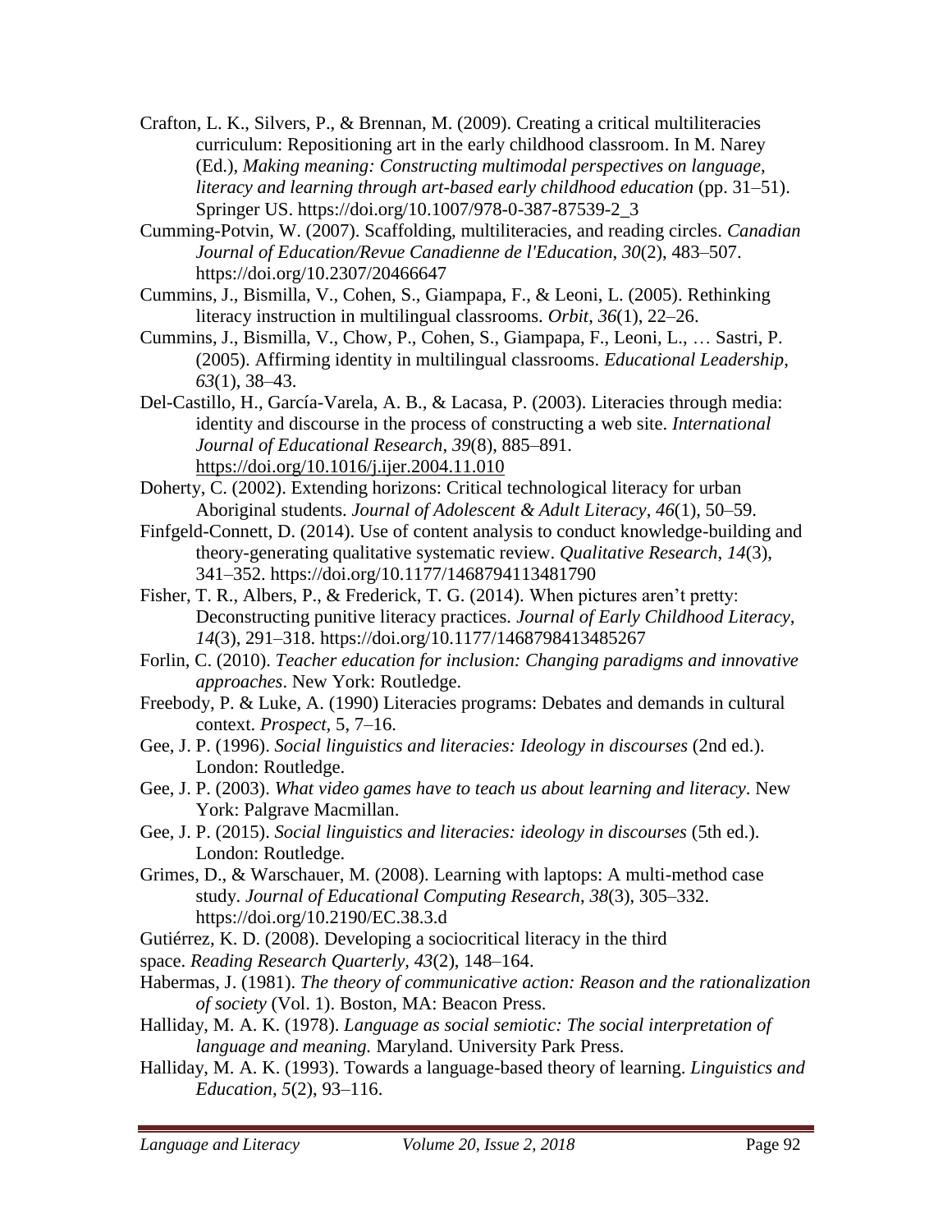Crafton, L. K., Silvers, P., & Brennan, M. (2009). Creating a critical multiliteracies curriculum: Repositioning art in the early childhood classroom. In M. Narey (Ed.), *Making meaning: Constructing multimodal perspectives on language, literacy and learning through art-based early childhood education* (pp. 31–51). Springer US. https://doi.org/10.1007/978-0-387-87539-2_3

Cumming-Potvin, W. (2007). Scaffolding, multiliteracies, and reading circles. *Canadian Journal of Education/Revue Canadienne de l'Education*, *30*(2), 483–507. https://doi.org/10.2307/20466647

Cummins, J., Bismilla, V., Cohen, S., Giampapa, F., & Leoni, L. (2005). Rethinking literacy instruction in multilingual classrooms. *Orbit*, *36*(1), 22–26.

Cummins, J., Bismilla, V., Chow, P., Cohen, S., Giampapa, F., Leoni, L., … Sastri, P. (2005). Affirming identity in multilingual classrooms. *Educational Leadership*, *63*(1), 38–43.

Del-Castillo, H., García-Varela, A. B., & Lacasa, P. (2003). Literacies through media: identity and discourse in the process of constructing a web site. *International Journal of Educational Research*, *39*(8), 885–891. https://doi.org/10.1016/j.ijer.2004.11.010

Doherty, C. (2002). Extending horizons: Critical technological literacy for urban Aboriginal students. *Journal of Adolescent & Adult Literacy*, *46*(1), 50–59.

Finfgeld-Connett, D. (2014). Use of content analysis to conduct knowledge-building and theory-generating qualitative systematic review. *Qualitative Research*, *14*(3), 341–352. https://doi.org/10.1177/1468794113481790

Fisher, T. R., Albers, P., & Frederick, T. G. (2014). When pictures aren't pretty: Deconstructing punitive literacy practices. *Journal of Early Childhood Literacy, 14*(3), 291–318. https://doi.org/10.1177/1468798413485267

Forlin, C. (2010). *Teacher education for inclusion: Changing paradigms and innovative approaches*. New York: Routledge.

Freebody, P. & Luke, A. (1990) Literacies programs: Debates and demands in cultural context. *Prospect*, 5, 7–16.

Gee, J. P. (1996). *Social linguistics and literacies: Ideology in discourses* (2nd ed.). London: Routledge.

Gee, J. P. (2003). *What video games have to teach us about learning and literacy*. New York: Palgrave Macmillan.

Gee, J. P. (2015). *Social linguistics and literacies: ideology in discourses* (5th ed.). London: Routledge.

Grimes, D., & Warschauer, M. (2008). Learning with laptops: A multi-method case study. *Journal of Educational Computing Research*, *38*(3), 305–332. https://doi.org/10.2190/EC.38.3.d

Gutiérrez, K. D. (2008). Developing a sociocritical literacy in the third space. *Reading Research Quarterly, 43*(2), 148–164.

Habermas, J. (1981). *The theory of communicative action: Reason and the rationalization of society* (Vol. 1). Boston, MA: Beacon Press.

Halliday, M. A. K. (1978). *Language as social semiotic: The social interpretation of language and meaning.* Maryland. University Park Press.

Halliday, M. A. K. (1993). Towards a language-based theory of learning. *Linguistics and Education, 5*(2), 93–116.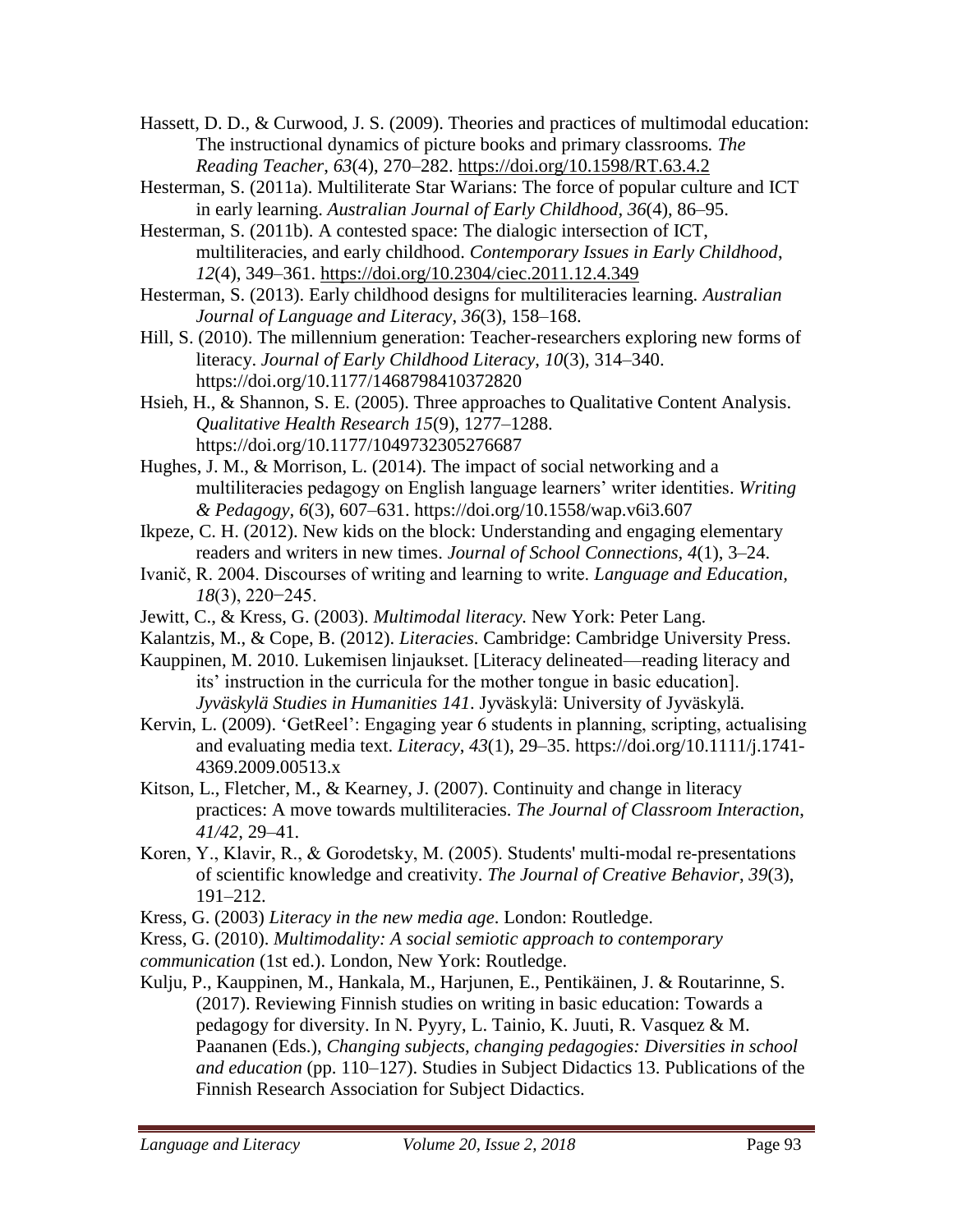Hassett, D. D., & Curwood, J. S. (2009). Theories and practices of multimodal education: The instructional dynamics of picture books and primary classrooms. *The Reading Teacher*, *63*(4), 270–282. https://doi.org/10.1598/RT.63.4.2

Hesterman, S. (2011a). Multiliterate Star Warians: The force of popular culture and ICT in early learning. *Australian Journal of Early Childhood*, *36*(4), 86–95.

Hesterman, S. (2011b). A contested space: The dialogic intersection of ICT, multiliteracies, and early childhood. *Contemporary Issues in Early Childhood*, *12*(4), 349–361. https://doi.org/10.2304/ciec.2011.12.4.349

Hesterman, S. (2013). Early childhood designs for multiliteracies learning. *Australian Journal of Language and Literacy*, *36*(3), 158–168.

Hill, S. (2010). The millennium generation: Teacher-researchers exploring new forms of literacy. *Journal of Early Childhood Literacy*, *10*(3), 314–340. https://doi.org/10.1177/1468798410372820

Hsieh, H., & Shannon, S. E. (2005). Three approaches to Qualitative Content Analysis. *Qualitative Health Research 15*(9), 1277–1288. https://doi.org/10.1177/1049732305276687

Hughes, J. M., & Morrison, L. (2014). The impact of social networking and a multiliteracies pedagogy on English language learners' writer identities. *Writing & Pedagogy*, *6*(3), 607–631. https://doi.org/10.1558/wap.v6i3.607

Ikpeze, C. H. (2012). New kids on the block: Understanding and engaging elementary readers and writers in new times. *Journal of School Connections, 4*(1), 3–24.

Ivanič, R. 2004. Discourses of writing and learning to write. *Language and Education, 18*(3), 220−245.

Jewitt, C., & Kress, G. (2003). *Multimodal literacy.* New York: Peter Lang.

Kalantzis, M., & Cope, B. (2012). *Literacies*. Cambridge: Cambridge University Press.

Kauppinen, M. 2010. Lukemisen linjaukset. [Literacy delineated—reading literacy and its' instruction in the curricula for the mother tongue in basic education]. *Jyväskylä Studies in Humanities 141*. Jyväskylä: University of Jyväskylä.

Kervin, L. (2009). 'GetReel': Engaging year 6 students in planning, scripting, actualising and evaluating media text. *Literacy*, *43*(1), 29–35. https://doi.org/10.1111/j.1741-4369.2009.00513.x

Kitson, L., Fletcher, M., & Kearney, J. (2007). Continuity and change in literacy practices: A move towards multiliteracies. *The Journal of Classroom Interaction*, *41/42*, 29–41.

Koren, Y., Klavir, R., & Gorodetsky, M. (2005). Students' multi-modal re-presentations of scientific knowledge and creativity. *The Journal of Creative Behavior*, *39*(3), 191–212.

Kress, G. (2003) *Literacy in the new media age*. London: Routledge.

Kress, G. (2010). *Multimodality: A social semiotic approach to contemporary communication* (1st ed.). London, New York: Routledge.

Kulju, P., Kauppinen, M., Hankala, M., Harjunen, E., Pentikäinen, J. & Routarinne, S. (2017). Reviewing Finnish studies on writing in basic education: Towards a pedagogy for diversity. In N. Pyyry, L. Tainio, K. Juuti, R. Vasquez & M. Paananen (Eds.), *Changing subjects, changing pedagogies: Diversities in school and education* (pp. 110–127). Studies in Subject Didactics 13. Publications of the Finnish Research Association for Subject Didactics.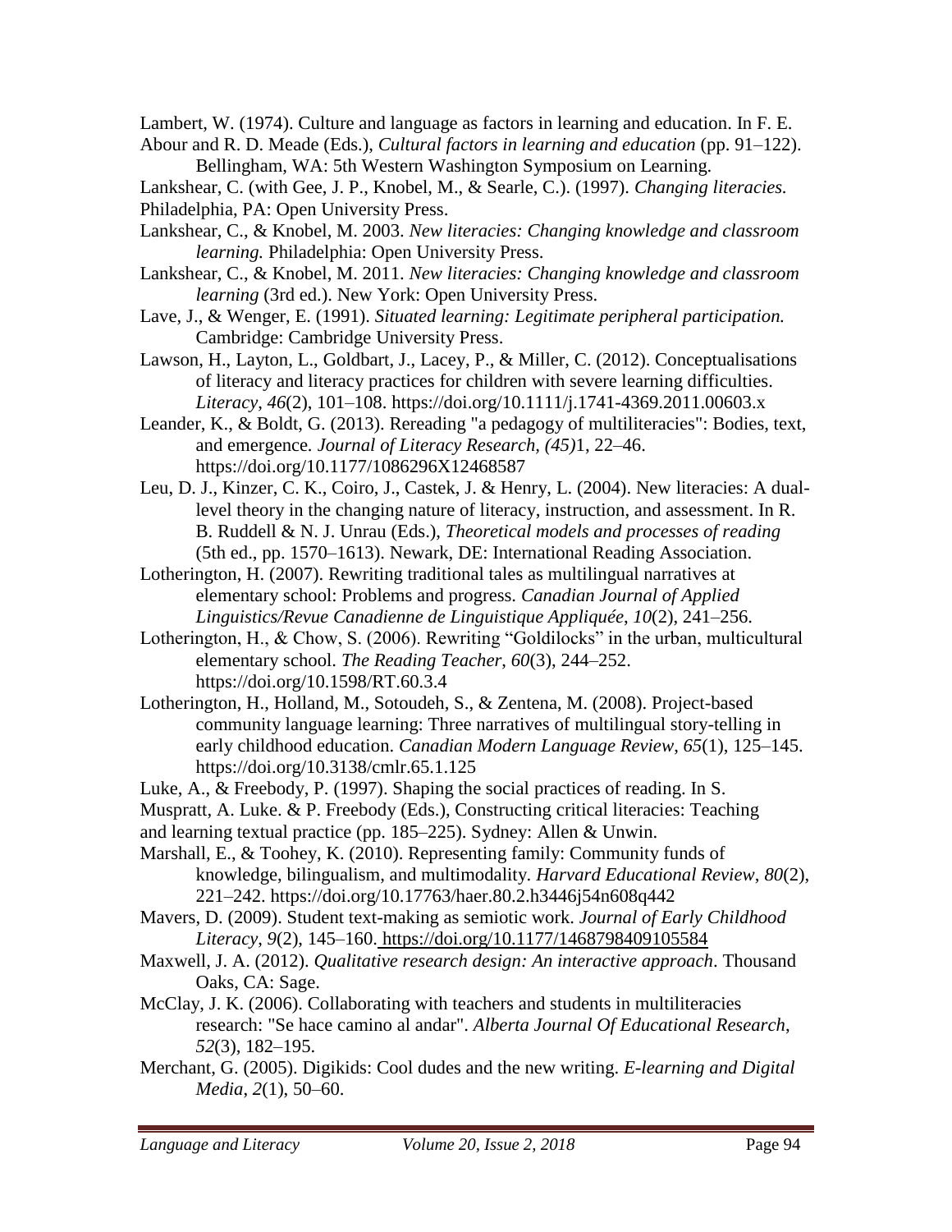Lambert, W. (1974). Culture and language as factors in learning and education. In F. E. Abour and R. D. Meade (Eds.), *Cultural factors in learning and education* (pp. 91–122). Bellingham, WA: 5th Western Washington Symposium on Learning.

Lankshear, C. (with Gee, J. P., Knobel, M., & Searle, C.). (1997). *Changing literacies.* Philadelphia, PA: Open University Press.

Lankshear, C., & Knobel, M. 2003. *New literacies: Changing knowledge and classroom learning.* Philadelphia: Open University Press.

Lankshear, C., & Knobel, M. 2011. *New literacies: Changing knowledge and classroom learning* (3rd ed.). New York: Open University Press.

Lave, J., & Wenger, E. (1991). *Situated learning: Legitimate peripheral participation.* Cambridge: Cambridge University Press.

Lawson, H., Layton, L., Goldbart, J., Lacey, P., & Miller, C. (2012). Conceptualisations of literacy and literacy practices for children with severe learning difficulties. *Literacy*, *46*(2), 101–108. https://doi.org/10.1111/j.1741-4369.2011.00603.x

Leander, K., & Boldt, G. (2013). Rereading "a pedagogy of multiliteracies": Bodies, text, and emergence. *Journal of Literacy Research, (45)*1, 22–46. https://doi.org/10.1177/1086296X12468587

Leu, D. J., Kinzer, C. K., Coiro, J., Castek, J. & Henry, L. (2004). New literacies: A dual-level theory in the changing nature of literacy, instruction, and assessment. In R. B. Ruddell & N. J. Unrau (Eds.), *Theoretical models and processes of reading* (5th ed., pp. 1570–1613). Newark, DE: International Reading Association.

Lotherington, H. (2007). Rewriting traditional tales as multilingual narratives at elementary school: Problems and progress. *Canadian Journal of Applied Linguistics/Revue Canadienne de Linguistique Appliquée*, *10*(2), 241–256.

Lotherington, H., & Chow, S. (2006). Rewriting "Goldilocks" in the urban, multicultural elementary school. *The Reading Teacher*, *60*(3), 244–252. https://doi.org/10.1598/RT.60.3.4

Lotherington, H., Holland, M., Sotoudeh, S., & Zentena, M. (2008). Project-based community language learning: Three narratives of multilingual story-telling in early childhood education. *Canadian Modern Language Review*, *65*(1), 125–145. https://doi.org/10.3138/cmlr.65.1.125

Luke, A., & Freebody, P. (1997). Shaping the social practices of reading. In S. Muspratt, A. Luke. & P. Freebody (Eds.), Constructing critical literacies: Teaching and learning textual practice (pp. 185–225). Sydney: Allen & Unwin.

Marshall, E., & Toohey, K. (2010). Representing family: Community funds of knowledge, bilingualism, and multimodality. *Harvard Educational Review*, *80*(2), 221–242. https://doi.org/10.17763/haer.80.2.h3446j54n608q442

Mavers, D. (2009). Student text-making as semiotic work. *Journal of Early Childhood Literacy*, *9*(2), 145–160. https://doi.org/10.1177/1468798409105584

Maxwell, J. A. (2012). *Qualitative research design: An interactive approach*. Thousand Oaks, CA: Sage.

McClay, J. K. (2006). Collaborating with teachers and students in multiliteracies research: "Se hace camino al andar". *Alberta Journal Of Educational Research*, *52*(3), 182–195.

Merchant, G. (2005). Digikids: Cool dudes and the new writing. *E-learning and Digital Media*, *2*(1), 50–60.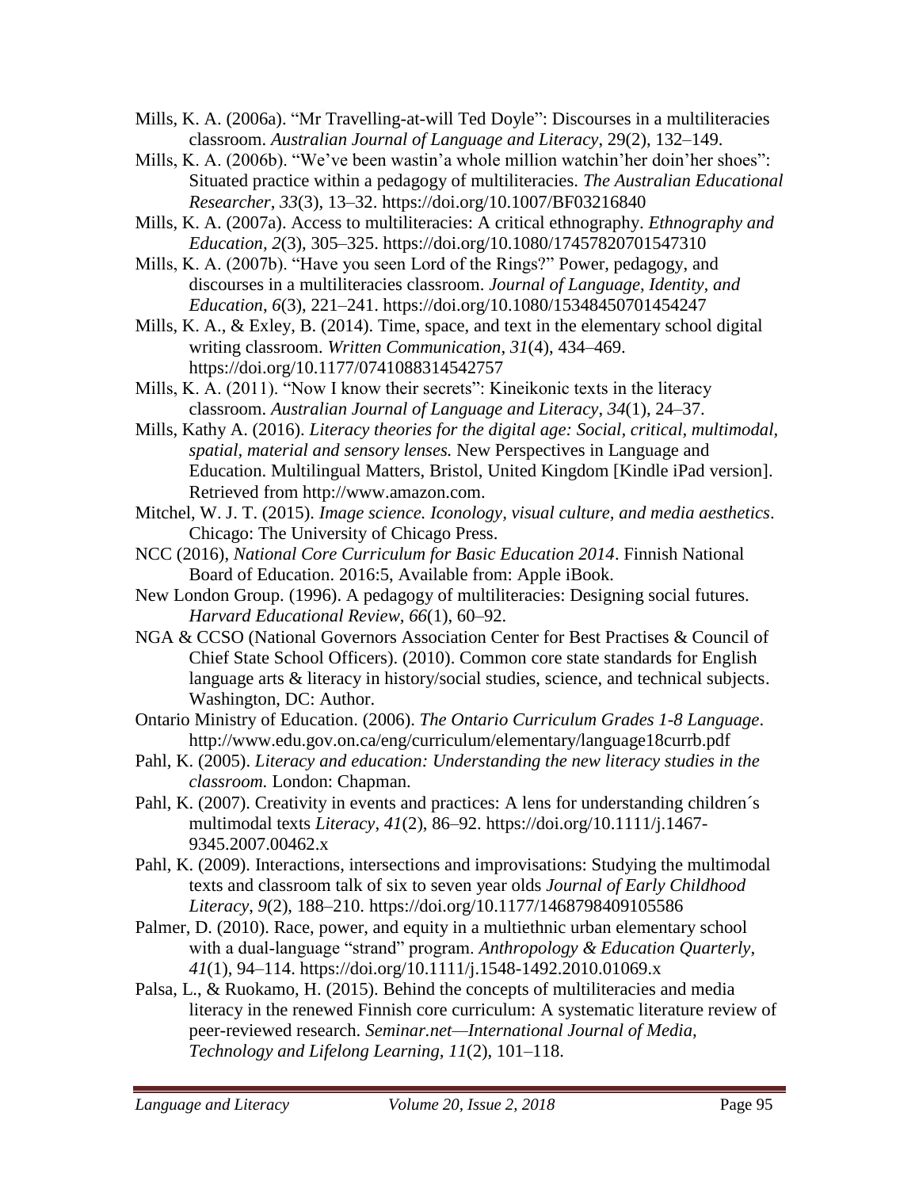Mills, K. A. (2006a). “Mr Travelling-at-will Ted Doyle”: Discourses in a multiliteracies classroom. *Australian Journal of Language and Literacy*, 29(2), 132–149.

Mills, K. A. (2006b). “We’ve been wastin’a whole million watchin’her doin’her shoes”: Situated practice within a pedagogy of multiliteracies. *The Australian Educational Researcher*, *33*(3), 13–32. https://doi.org/10.1007/BF03216840

Mills, K. A. (2007a). Access to multiliteracies: A critical ethnography. *Ethnography and Education, 2*(3), 305–325. https://doi.org/10.1080/17457820701547310

Mills, K. A. (2007b). “Have you seen Lord of the Rings?” Power, pedagogy, and discourses in a multiliteracies classroom. *Journal of Language, Identity, and Education*, *6*(3), 221–241. https://doi.org/10.1080/15348450701454247

Mills, K. A., & Exley, B. (2014). Time, space, and text in the elementary school digital writing classroom. *Written Communication*, *31*(4), 434–469. https://doi.org/10.1177/0741088314542757

Mills, K. A. (2011). “Now I know their secrets”: Kineikonic texts in the literacy classroom. *Australian Journal of Language and Literacy*, *34*(1), 24–37.

Mills, Kathy A. (2016). *Literacy theories for the digital age: Social, critical, multimodal, spatial, material and sensory lenses.* New Perspectives in Language and Education. Multilingual Matters, Bristol, United Kingdom [Kindle iPad version]. Retrieved from http://www.amazon.com.

Mitchel, W. J. T. (2015). *Image science. Iconology, visual culture, and media aesthetics*. Chicago: The University of Chicago Press.

NCC (2016), *National Core Curriculum for Basic Education 2014*. Finnish National Board of Education. 2016:5, Available from: Apple iBook.

New London Group. (1996). A pedagogy of multiliteracies: Designing social futures. *Harvard Educational Review*, *66*(1), 60–92.

NGA & CCSO (National Governors Association Center for Best Practises & Council of Chief State School Officers). (2010). Common core state standards for English language arts & literacy in history/social studies, science, and technical subjects. Washington, DC: Author.

Ontario Ministry of Education. (2006). *The Ontario Curriculum Grades 1-8 Language*. http://www.edu.gov.on.ca/eng/curriculum/elementary/language18currb.pdf

Pahl, K. (2005). *Literacy and education: Understanding the new literacy studies in the classroom.* London: Chapman.

Pahl, K. (2007). Creativity in events and practices: A lens for understanding children´s multimodal texts *Literacy*, *41*(2), 86–92. https://doi.org/10.1111/j.1467-9345.2007.00462.x

Pahl, K. (2009). Interactions, intersections and improvisations: Studying the multimodal texts and classroom talk of six to seven year olds *Journal of Early Childhood Literacy*, *9*(2), 188–210. https://doi.org/10.1177/1468798409105586

Palmer, D. (2010). Race, power, and equity in a multiethnic urban elementary school with a dual-language “strand” program. *Anthropology & Education Quarterly*, *41*(1), 94–114. https://doi.org/10.1111/j.1548-1492.2010.01069.x

Palsa, L., & Ruokamo, H. (2015). Behind the concepts of multiliteracies and media literacy in the renewed Finnish core curriculum: A systematic literature review of peer-reviewed research. *Seminar.net—International Journal of Media, Technology and Lifelong Learning*, *11*(2), 101–118.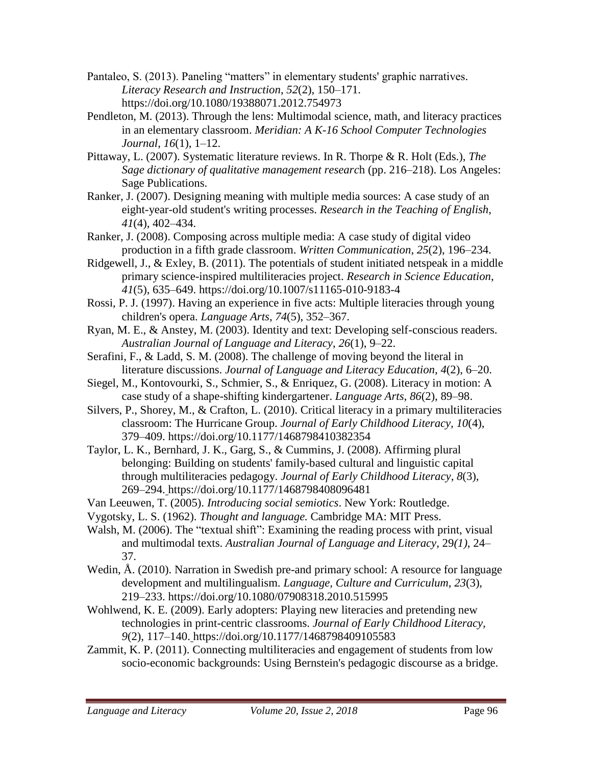Pantaleo, S. (2013). Paneling "matters" in elementary students' graphic narratives. *Literacy Research and Instruction*, *52*(2), 150–171. https://doi.org/10.1080/19388071.2012.754973

Pendleton, M. (2013). Through the lens: Multimodal science, math, and literacy practices in an elementary classroom. *Meridian: A K-16 School Computer Technologies Journal*, *16*(1), 1–12.

Pittaway, L. (2007). Systematic literature reviews. In R. Thorpe & R. Holt (Eds.), *The Sage dictionary of qualitative management researc*h (pp. 216–218). Los Angeles: Sage Publications.

Ranker, J. (2007). Designing meaning with multiple media sources: A case study of an eight-year-old student's writing processes. *Research in the Teaching of English*, *41*(4), 402–434.

Ranker, J. (2008). Composing across multiple media: A case study of digital video production in a fifth grade classroom. *Written Communication*, *25*(2), 196–234.

Ridgewell, J., & Exley, B. (2011). The potentials of student initiated netspeak in a middle primary science-inspired multiliteracies project. *Research in Science Education*, *41*(5), 635–649. https://doi.org/10.1007/s11165-010-9183-4

Rossi, P. J. (1997). Having an experience in five acts: Multiple literacies through young children's opera. *Language Arts*, *74*(5), 352–367.

Ryan, M. E., & Anstey, M. (2003). Identity and text: Developing self-conscious readers. *Australian Journal of Language and Literacy*, *26*(1), 9–22.

Serafini, F., & Ladd, S. M. (2008). The challenge of moving beyond the literal in literature discussions. *Journal of Language and Literacy Education*, *4*(2), 6–20.

Siegel, M., Kontovourki, S., Schmier, S., & Enriquez, G. (2008). Literacy in motion: A case study of a shape-shifting kindergartener. *Language Arts*, *86*(2), 89–98.

Silvers, P., Shorey, M., & Crafton, L. (2010). Critical literacy in a primary multiliteracies classroom: The Hurricane Group. *Journal of Early Childhood Literacy, 10*(4), 379–409. https://doi.org/10.1177/1468798410382354

Taylor, L. K., Bernhard, J. K., Garg, S., & Cummins, J. (2008). Affirming plural belonging: Building on students' family-based cultural and linguistic capital through multiliteracies pedagogy. *Journal of Early Childhood Literacy*, *8*(3), 269–294. https://doi.org/10.1177/1468798408096481

Van Leeuwen, T. (2005). *Introducing social semiotics*. New York: Routledge.

Vygotsky, L. S. (1962). *Thought and language.* Cambridge MA: MIT Press.

Walsh, M. (2006). The "textual shift": Examining the reading process with print, visual and multimodal texts. *Australian Journal of Language and Literacy*, 29*(1)*, 24–37.

Wedin, Å. (2010). Narration in Swedish pre-and primary school: A resource for language development and multilingualism. *Language, Culture and Curriculum*, *23*(3), 219–233. https://doi.org/10.1080/07908318.2010.515995

Wohlwend, K. E. (2009). Early adopters: Playing new literacies and pretending new technologies in print-centric classrooms. *Journal of Early Childhood Literacy, 9*(2), 117–140. https://doi.org/10.1177/1468798409105583

Zammit, K. P. (2011). Connecting multiliteracies and engagement of students from low socio-economic backgrounds: Using Bernstein's pedagogic discourse as a bridge.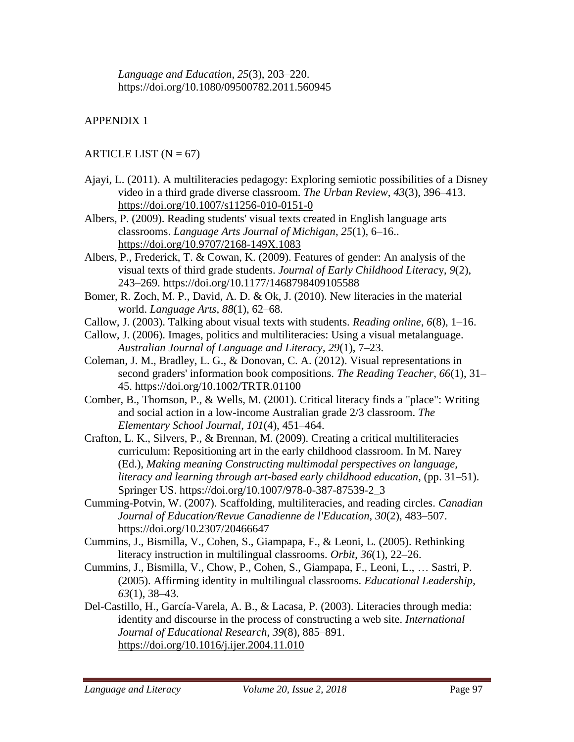*Language and Education*, *25*(3), 203–220. https://doi.org/10.1080/09500782.2011.560945

APPENDIX 1

ARTICLE LIST (N = 67)

Ajayi, L. (2011). A multiliteracies pedagogy: Exploring semiotic possibilities of a Disney video in a third grade diverse classroom. *The Urban Review*, *43*(3), 396–413. https://doi.org/10.1007/s11256-010-0151-0

Albers, P. (2009). Reading students' visual texts created in English language arts classrooms. *Language Arts Journal of Michigan*, *25*(1), 6–16.. https://doi.org/10.9707/2168-149X.1083

Albers, P., Frederick, T. & Cowan, K. (2009). Features of gender: An analysis of the visual texts of third grade students. *Journal of Early Childhood Literacy*, *9*(2), 243–269. https://doi.org/10.1177/1468798409105588

Bomer, R. Zoch, M. P., David, A. D. & Ok, J. (2010). New literacies in the material world. *Language Arts*, *88*(1), 62–68.

Callow, J. (2003). Talking about visual texts with students. *Reading online*, *6*(8), 1–16.

Callow, J. (2006). Images, politics and multiliteracies: Using a visual metalanguage. *Australian Journal of Language and Literacy*, *29*(1), 7–23.

Coleman, J. M., Bradley, L. G., & Donovan, C. A. (2012). Visual representations in second graders' information book compositions. *The Reading Teacher*, *66*(1), 31–45. https://doi.org/10.1002/TRTR.01100

Comber, B., Thomson, P., & Wells, M. (2001). Critical literacy finds a "place": Writing and social action in a low-income Australian grade 2/3 classroom. *The Elementary School Journal*, *101*(4), 451–464.

Crafton, L. K., Silvers, P., & Brennan, M. (2009). Creating a critical multiliteracies curriculum: Repositioning art in the early childhood classroom. In M. Narey (Ed.), *Making meaning Constructing multimodal perspectives on language, literacy and learning through art-based early childhood education*, (pp. 31–51). Springer US. https://doi.org/10.1007/978-0-387-87539-2_3

Cumming-Potvin, W. (2007). Scaffolding, multiliteracies, and reading circles. *Canadian Journal of Education/Revue Canadienne de l'Education*, *30*(2), 483–507. https://doi.org/10.2307/20466647

Cummins, J., Bismilla, V., Cohen, S., Giampapa, F., & Leoni, L. (2005). Rethinking literacy instruction in multilingual classrooms. *Orbit*, *36*(1), 22–26.

Cummins, J., Bismilla, V., Chow, P., Cohen, S., Giampapa, F., Leoni, L., … Sastri, P. (2005). Affirming identity in multilingual classrooms. *Educational Leadership*, *63*(1), 38–43.

Del-Castillo, H., García-Varela, A. B., & Lacasa, P. (2003). Literacies through media: identity and discourse in the process of constructing a web site. *International Journal of Educational Research*, *39*(8), 885–891. https://doi.org/10.1016/j.ijer.2004.11.010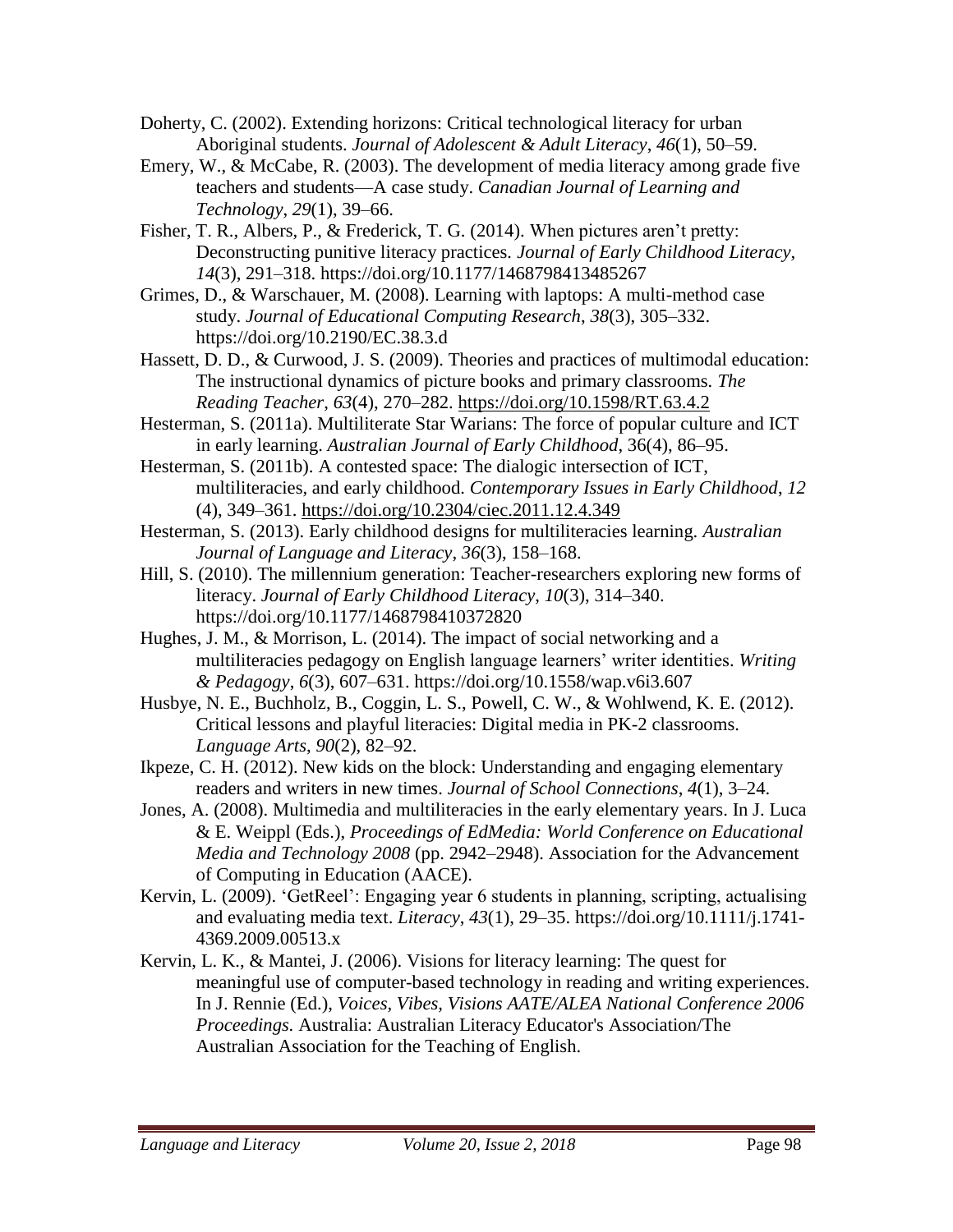Doherty, C. (2002). Extending horizons: Critical technological literacy for urban Aboriginal students. *Journal of Adolescent & Adult Literacy*, *46*(1), 50–59.

Emery, W., & McCabe, R. (2003). The development of media literacy among grade five teachers and students—A case study. *Canadian Journal of Learning and Technology*, *29*(1), 39–66.

Fisher, T. R., Albers, P., & Frederick, T. G. (2014). When pictures aren't pretty: Deconstructing punitive literacy practices. *Journal of Early Childhood Literacy*, *14*(3), 291–318. https://doi.org/10.1177/1468798413485267

Grimes, D., & Warschauer, M. (2008). Learning with laptops: A multi-method case study. *Journal of Educational Computing Research, 38*(3), 305–332. https://doi.org/10.2190/EC.38.3.d

Hassett, D. D., & Curwood, J. S. (2009). Theories and practices of multimodal education: The instructional dynamics of picture books and primary classrooms. *The Reading Teacher*, *63*(4), 270–282. https://doi.org/10.1598/RT.63.4.2

Hesterman, S. (2011a). Multiliterate Star Warians: The force of popular culture and ICT in early learning. *Australian Journal of Early Childhood*, 36(4), 86–95.

Hesterman, S. (2011b). A contested space: The dialogic intersection of ICT, multiliteracies, and early childhood. *Contemporary Issues in Early Childhood*, *12* (4), 349–361. https://doi.org/10.2304/ciec.2011.12.4.349

Hesterman, S. (2013). Early childhood designs for multiliteracies learning. *Australian Journal of Language and Literacy*, *36*(3), 158–168.

Hill, S. (2010). The millennium generation: Teacher-researchers exploring new forms of literacy. *Journal of Early Childhood Literacy*, *10*(3), 314–340. https://doi.org/10.1177/1468798410372820

Hughes, J. M., & Morrison, L. (2014). The impact of social networking and a multiliteracies pedagogy on English language learners' writer identities. *Writing & Pedagogy*, *6*(3), 607–631. https://doi.org/10.1558/wap.v6i3.607

Husbye, N. E., Buchholz, B., Coggin, L. S., Powell, C. W., & Wohlwend, K. E. (2012). Critical lessons and playful literacies: Digital media in PK-2 classrooms. *Language Arts*, *90*(2), 82–92.

Ikpeze, C. H. (2012). New kids on the block: Understanding and engaging elementary readers and writers in new times. *Journal of School Connections*, *4*(1), 3–24.

Jones, A. (2008). Multimedia and multiliteracies in the early elementary years. In J. Luca & E. Weippl (Eds.), *Proceedings of EdMedia: World Conference on Educational Media and Technology 2008* (pp. 2942–2948). Association for the Advancement of Computing in Education (AACE).

Kervin, L. (2009). 'GetReel': Engaging year 6 students in planning, scripting, actualising and evaluating media text. *Literacy*, *43*(1), 29–35. https://doi.org/10.1111/j.1741-4369.2009.00513.x

Kervin, L. K., & Mantei, J. (2006). Visions for literacy learning: The quest for meaningful use of computer-based technology in reading and writing experiences. In J. Rennie (Ed.), *Voices, Vibes, Visions AATE/ALEA National Conference 2006 Proceedings.* Australia: Australian Literacy Educator's Association/The Australian Association for the Teaching of English.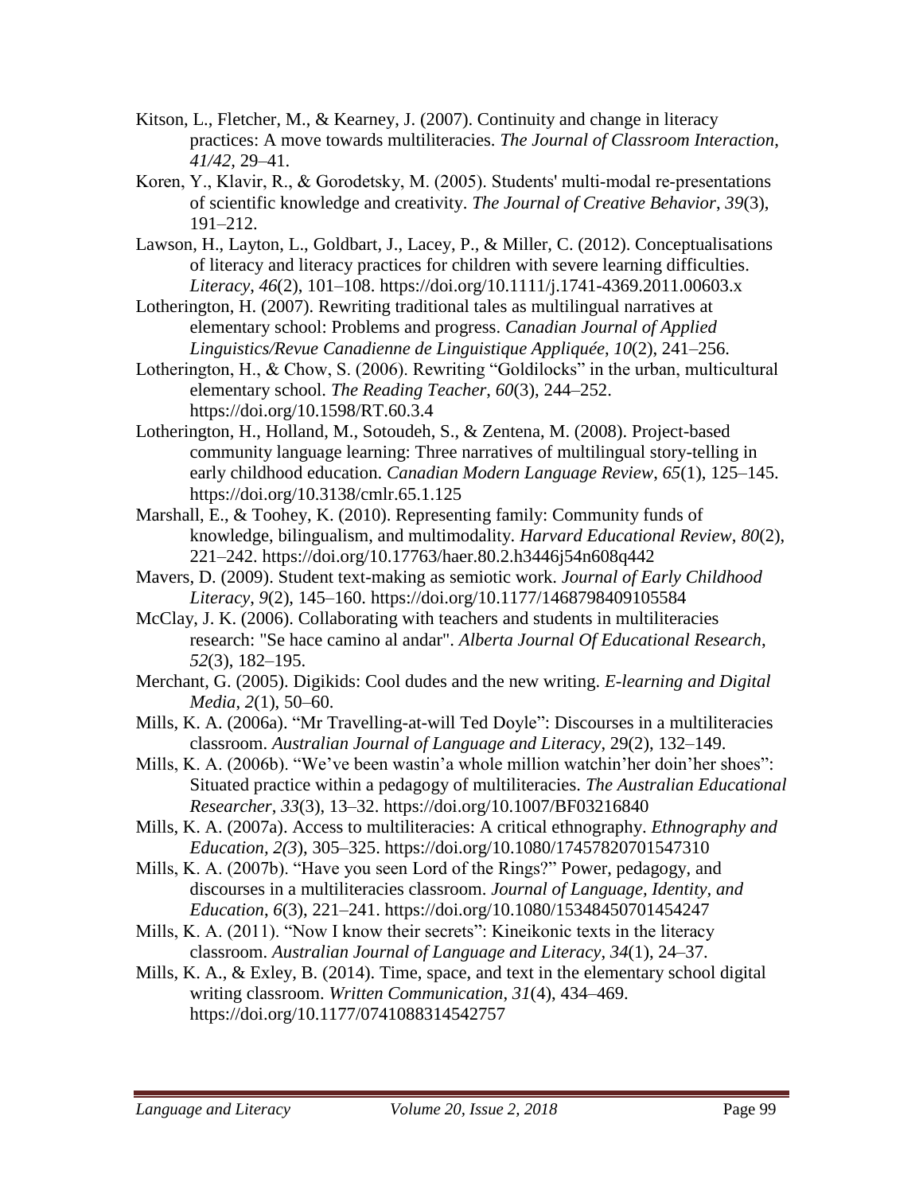Kitson, L., Fletcher, M., & Kearney, J. (2007). Continuity and change in literacy practices: A move towards multiliteracies. *The Journal of Classroom Interaction*, *41/42*, 29–41.

Koren, Y., Klavir, R., & Gorodetsky, M. (2005). Students' multi-modal re-presentations of scientific knowledge and creativity. *The Journal of Creative Behavior*, *39*(3), 191–212.

Lawson, H., Layton, L., Goldbart, J., Lacey, P., & Miller, C. (2012). Conceptualisations of literacy and literacy practices for children with severe learning difficulties. *Literacy*, *46*(2), 101–108. https://doi.org/10.1111/j.1741-4369.2011.00603.x

Lotherington, H. (2007). Rewriting traditional tales as multilingual narratives at elementary school: Problems and progress. *Canadian Journal of Applied Linguistics/Revue Canadienne de Linguistique Appliquée*, *10*(2), 241–256.

Lotherington, H., & Chow, S. (2006). Rewriting "Goldilocks" in the urban, multicultural elementary school. *The Reading Teacher*, *60*(3), 244–252. https://doi.org/10.1598/RT.60.3.4

Lotherington, H., Holland, M., Sotoudeh, S., & Zentena, M. (2008). Project-based community language learning: Three narratives of multilingual story-telling in early childhood education. *Canadian Modern Language Review*, *65*(1), 125–145. https://doi.org/10.3138/cmlr.65.1.125

Marshall, E., & Toohey, K. (2010). Representing family: Community funds of knowledge, bilingualism, and multimodality. *Harvard Educational Review*, *80*(2), 221–242. https://doi.org/10.17763/haer.80.2.h3446j54n608q442

Mavers, D. (2009). Student text-making as semiotic work. *Journal of Early Childhood Literacy*, *9*(2), 145–160. https://doi.org/10.1177/1468798409105584

McClay, J. K. (2006). Collaborating with teachers and students in multiliteracies research: "Se hace camino al andar". *Alberta Journal Of Educational Research*, *52*(3), 182–195.

Merchant, G. (2005). Digikids: Cool dudes and the new writing. *E-learning and Digital Media*, *2*(1), 50–60.

Mills, K. A. (2006a). "Mr Travelling-at-will Ted Doyle": Discourses in a multiliteracies classroom. *Australian Journal of Language and Literacy*, 29(2), 132–149.

Mills, K. A. (2006b). "We've been wastin'a whole million watchin'her doin'her shoes": Situated practice within a pedagogy of multiliteracies. *The Australian Educational Researcher*, *33*(3), 13–32. https://doi.org/10.1007/BF03216840

Mills, K. A. (2007a). Access to multiliteracies: A critical ethnography. *Ethnography and Education, 2(3*), 305–325. https://doi.org/10.1080/17457820701547310

Mills, K. A. (2007b). "Have you seen Lord of the Rings?" Power, pedagogy, and discourses in a multiliteracies classroom. *Journal of Language, Identity, and Education*, *6*(3), 221–241. https://doi.org/10.1080/15348450701454247

Mills, K. A. (2011). "Now I know their secrets": Kineikonic texts in the literacy classroom. *Australian Journal of Language and Literacy*, *34*(1), 24–37.

Mills, K. A., & Exley, B. (2014). Time, space, and text in the elementary school digital writing classroom. *Written Communication*, *31*(4), 434–469. https://doi.org/10.1177/0741088314542757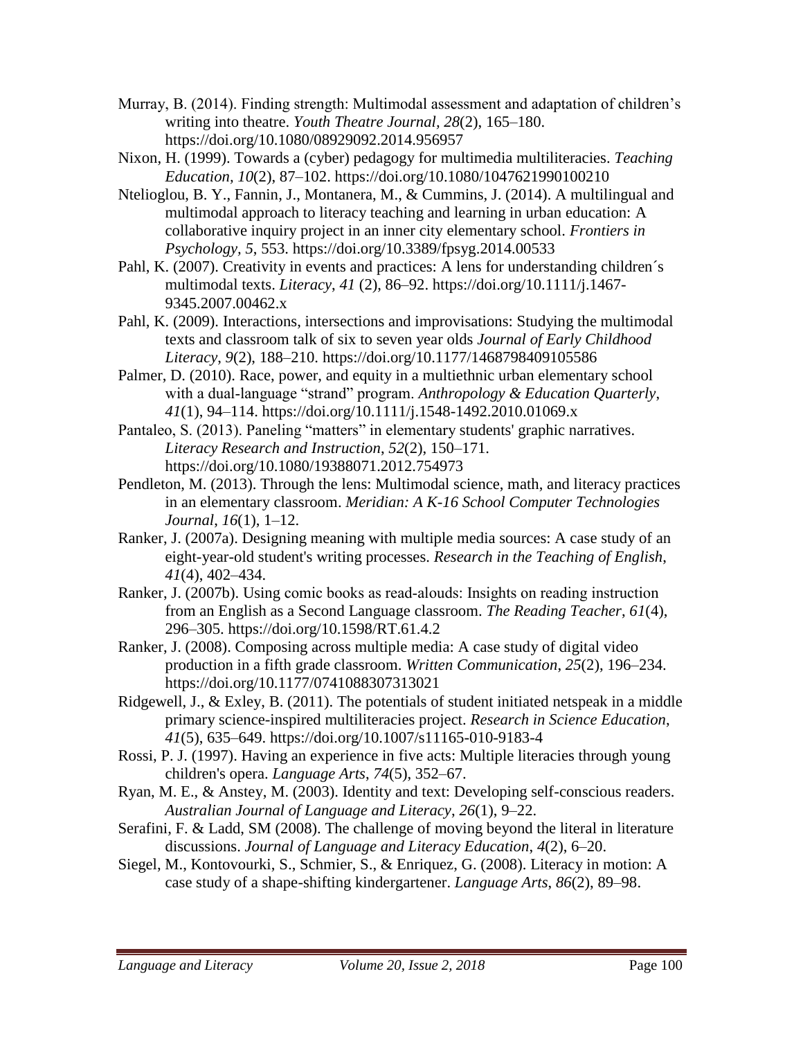Murray, B. (2014). Finding strength: Multimodal assessment and adaptation of children's writing into theatre. *Youth Theatre Journal*, *28*(2), 165–180. https://doi.org/10.1080/08929092.2014.956957

Nixon, H. (1999). Towards a (cyber) pedagogy for multimedia multiliteracies. *Teaching Education*, *10*(2), 87–102. https://doi.org/10.1080/1047621990100210

Ntelioglou, B. Y., Fannin, J., Montanera, M., & Cummins, J. (2014). A multilingual and multimodal approach to literacy teaching and learning in urban education: A collaborative inquiry project in an inner city elementary school. *Frontiers in Psychology*, *5*, 553. https://doi.org/10.3389/fpsyg.2014.00533

Pahl, K. (2007). Creativity in events and practices: A lens for understanding children´s multimodal texts. *Literacy*, *41* (2), 86–92. https://doi.org/10.1111/j.1467-9345.2007.00462.x

Pahl, K. (2009). Interactions, intersections and improvisations: Studying the multimodal texts and classroom talk of six to seven year olds *Journal of Early Childhood Literacy*, *9*(2), 188–210. https://doi.org/10.1177/1468798409105586

Palmer, D. (2010). Race, power, and equity in a multiethnic urban elementary school with a dual-language "strand" program. *Anthropology & Education Quarterly*, *41*(1), 94–114. https://doi.org/10.1111/j.1548-1492.2010.01069.x

Pantaleo, S. (2013). Paneling "matters" in elementary students' graphic narratives. *Literacy Research and Instruction*, *52*(2), 150–171. https://doi.org/10.1080/19388071.2012.754973

Pendleton, M. (2013). Through the lens: Multimodal science, math, and literacy practices in an elementary classroom. *Meridian: A K-16 School Computer Technologies Journal*, *16*(1), 1–12.

Ranker, J. (2007a). Designing meaning with multiple media sources: A case study of an eight-year-old student's writing processes. *Research in the Teaching of English*, *41*(4), 402–434.

Ranker, J. (2007b). Using comic books as read-alouds: Insights on reading instruction from an English as a Second Language classroom. *The Reading Teacher*, *61*(4), 296–305. https://doi.org/10.1598/RT.61.4.2

Ranker, J. (2008). Composing across multiple media: A case study of digital video production in a fifth grade classroom. *Written Communication*, *25*(2), 196–234. https://doi.org/10.1177/0741088307313021

Ridgewell, J., & Exley, B. (2011). The potentials of student initiated netspeak in a middle primary science-inspired multiliteracies project. *Research in Science Education*, *41*(5), 635–649. https://doi.org/10.1007/s11165-010-9183-4

Rossi, P. J. (1997). Having an experience in five acts: Multiple literacies through young children's opera. *Language Arts*, *74*(5), 352–67.

Ryan, M. E., & Anstey, M. (2003). Identity and text: Developing self-conscious readers. *Australian Journal of Language and Literacy*, *26*(1), 9–22.

Serafini, F. & Ladd, SM (2008). The challenge of moving beyond the literal in literature discussions. *Journal of Language and Literacy Education*, *4*(2), 6–20.

Siegel, M., Kontovourki, S., Schmier, S., & Enriquez, G. (2008). Literacy in motion: A case study of a shape-shifting kindergartener. *Language Arts*, *86*(2), 89–98.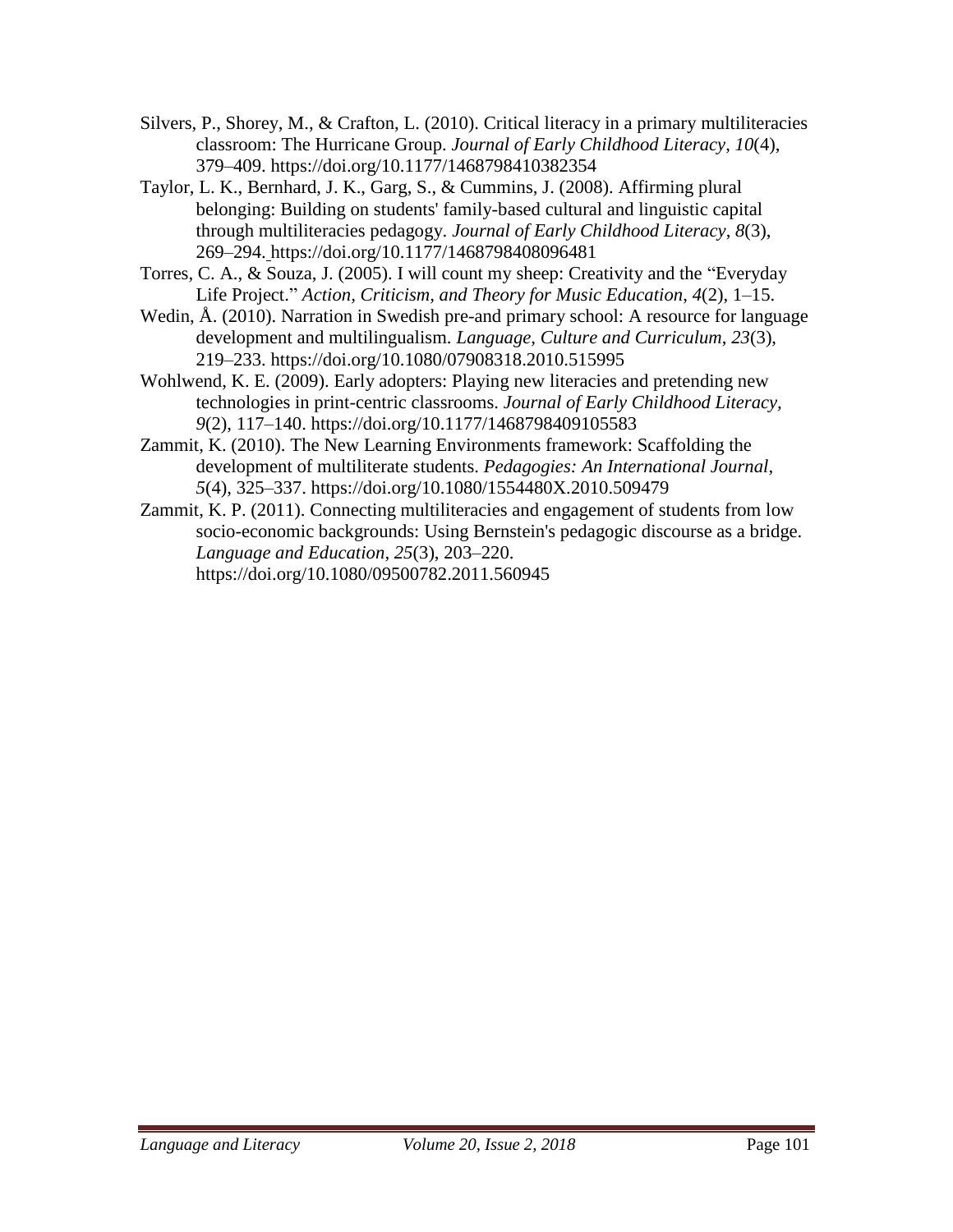Silvers, P., Shorey, M., & Crafton, L. (2010). Critical literacy in a primary multiliteracies classroom: The Hurricane Group. *Journal of Early Childhood Literacy*, *10*(4), 379–409. https://doi.org/10.1177/1468798410382354

Taylor, L. K., Bernhard, J. K., Garg, S., & Cummins, J. (2008). Affirming plural belonging: Building on students' family-based cultural and linguistic capital through multiliteracies pedagogy. *Journal of Early Childhood Literacy*, *8*(3), 269–294. https://doi.org/10.1177/1468798408096481

Torres, C. A., & Souza, J. (2005). I will count my sheep: Creativity and the "Everyday Life Project." *Action, Criticism, and Theory for Music Education*, *4*(2), 1–15.

Wedin, Å. (2010). Narration in Swedish pre-and primary school: A resource for language development and multilingualism. *Language, Culture and Curriculum*, *23*(3), 219–233. https://doi.org/10.1080/07908318.2010.515995

Wohlwend, K. E. (2009). Early adopters: Playing new literacies and pretending new technologies in print-centric classrooms. *Journal of Early Childhood Literacy*, *9*(2), 117–140. https://doi.org/10.1177/1468798409105583

Zammit, K. (2010). The New Learning Environments framework: Scaffolding the development of multiliterate students. *Pedagogies: An International Journal*, *5*(4), 325–337. https://doi.org/10.1080/1554480X.2010.509479

Zammit, K. P. (2011). Connecting multiliteracies and engagement of students from low socio-economic backgrounds: Using Bernstein's pedagogic discourse as a bridge. *Language and Education*, *25*(3), 203–220. https://doi.org/10.1080/09500782.2011.560945